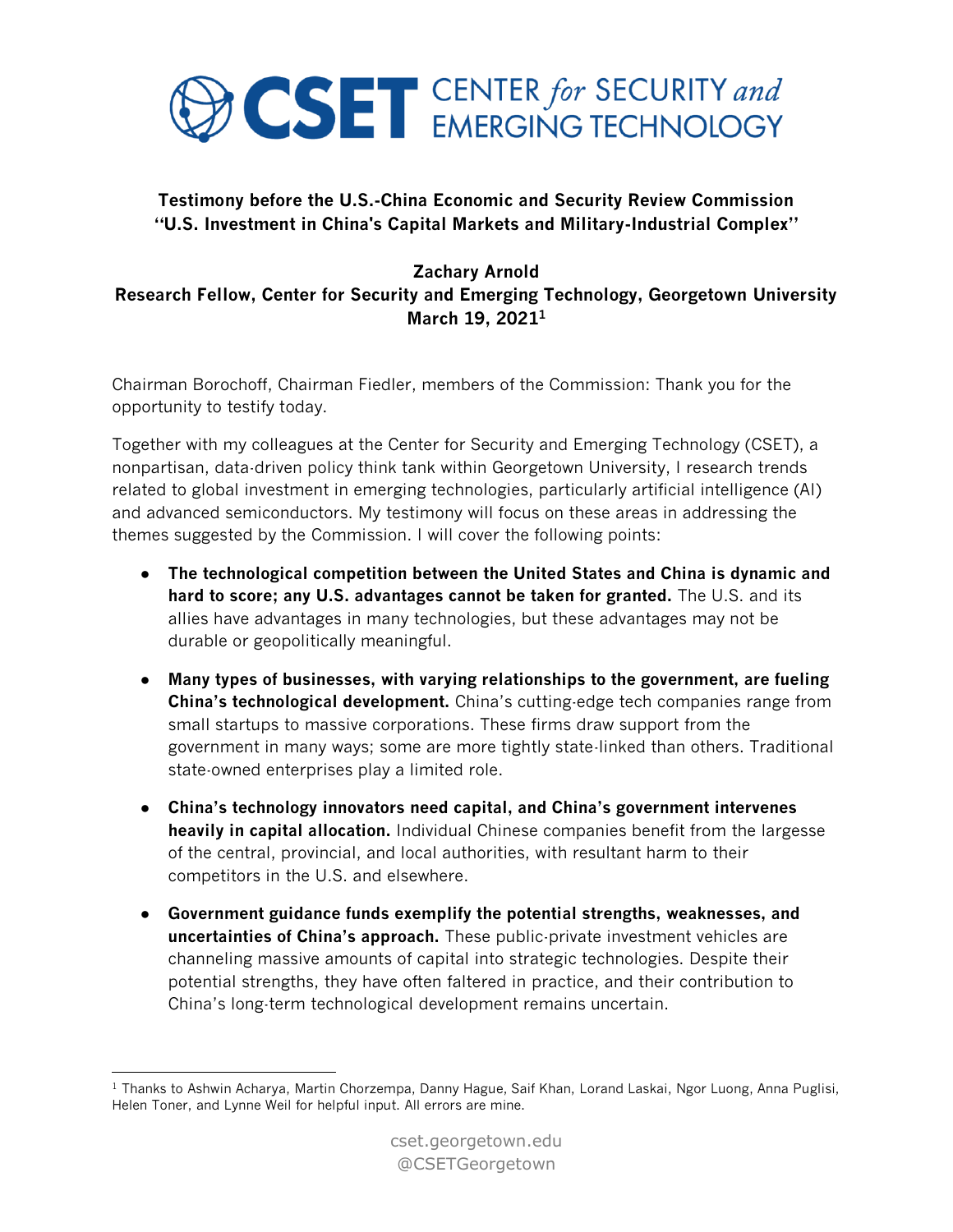# CSET CENTER *for* SECURITY *and* EMERGING TECHNOLOGY

**Testimony before the U.S.-China Economic and Security Review Commission**
**"U.S. Investment in China's Capital Markets and Military-Industrial Complex"**

**Zachary Arnold**
**Research Fellow, Center for Security and Emerging Technology, Georgetown University**
**March 19, 2021[1]**

Chairman Borochoff, Chairman Fiedler, members of the Commission: Thank you for the opportunity to testify today.

Together with my colleagues at the Center for Security and Emerging Technology (CSET), a nonpartisan, data-driven policy think tank within Georgetown University, I research trends related to global investment in emerging technologies, particularly artificial intelligence (AI) and advanced semiconductors. My testimony will focus on these areas in addressing the themes suggested by the Commission. I will cover the following points:

- **The technological competition between the United States and China is dynamic and hard to score; any U.S. advantages cannot be taken for granted.** The U.S. and its allies have advantages in many technologies, but these advantages may not be durable or geopolitically meaningful.
- **Many types of businesses, with varying relationships to the government, are fueling China's technological development.** China's cutting-edge tech companies range from small startups to massive corporations. These firms draw support from the government in many ways; some are more tightly state-linked than others. Traditional state-owned enterprises play a limited role.
- **China's technology innovators need capital, and China's government intervenes heavily in capital allocation.** Individual Chinese companies benefit from the largesse of the central, provincial, and local authorities, with resultant harm to their competitors in the U.S. and elsewhere.
- **Government guidance funds exemplify the potential strengths, weaknesses, and uncertainties of China's approach.** These public-private investment vehicles are channeling massive amounts of capital into strategic technologies. Despite their potential strengths, they have often faltered in practice, and their contribution to China's long-term technological development remains uncertain.

---

[1] Thanks to Ashwin Acharya, Martin Chorzempa, Danny Hague, Saif Khan, Lorand Laskai, Ngor Luong, Anna Puglisi, Helen Toner, and Lynne Weil for helpful input. All errors are mine.

cset.georgetown.edu
@CSETGeorgetown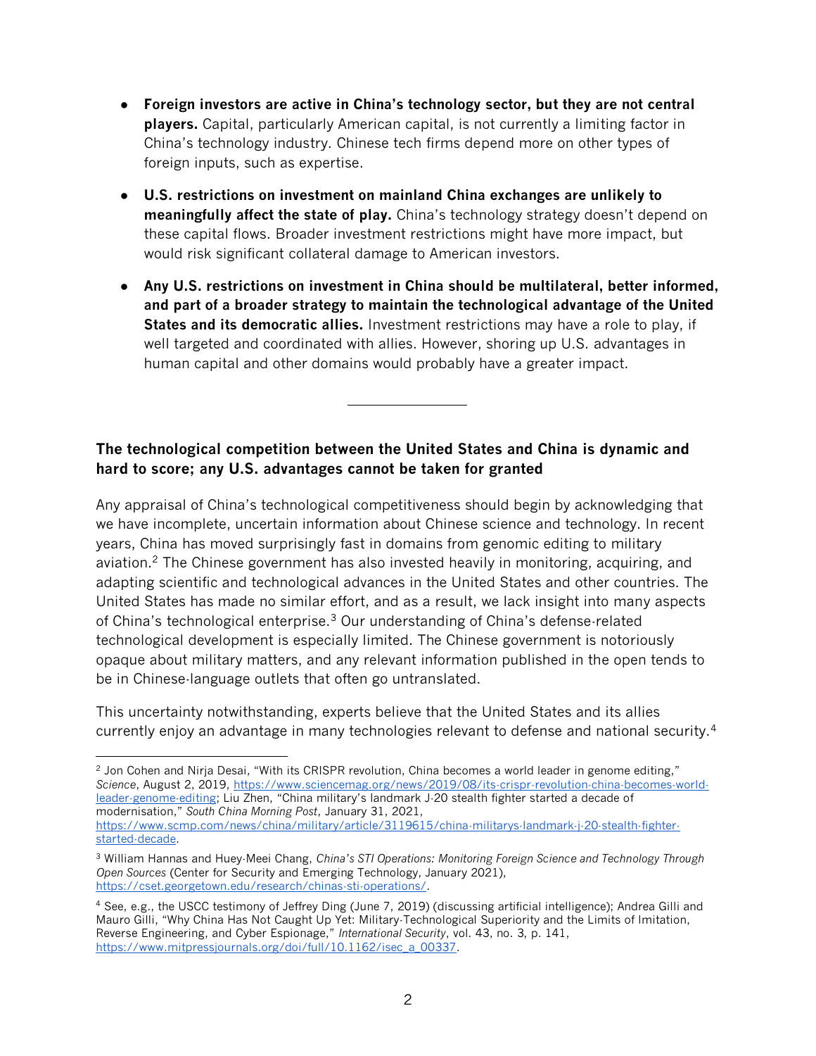- **Foreign investors are active in China's technology sector, but they are not central players.** Capital, particularly American capital, is not currently a limiting factor in China's technology industry. Chinese tech firms depend more on other types of foreign inputs, such as expertise.

- **U.S. restrictions on investment on mainland China exchanges are unlikely to meaningfully affect the state of play.** China's technology strategy doesn't depend on these capital flows. Broader investment restrictions might have more impact, but would risk significant collateral damage to American investors.

- **Any U.S. restrictions on investment in China should be multilateral, better informed, and part of a broader strategy to maintain the technological advantage of the United States and its democratic allies.** Investment restrictions may have a role to play, if well targeted and coordinated with allies. However, shoring up U.S. advantages in human capital and other domains would probably have a greater impact.

---

### The technological competition between the United States and China is dynamic and hard to score; any U.S. advantages cannot be taken for granted

Any appraisal of China's technological competitiveness should begin by acknowledging that we have incomplete, uncertain information about Chinese science and technology. In recent years, China has moved surprisingly fast in domains from genomic editing to military aviation.[2] The Chinese government has also invested heavily in monitoring, acquiring, and adapting scientific and technological advances in the United States and other countries. The United States has made no similar effort, and as a result, we lack insight into many aspects of China's technological enterprise.[3] Our understanding of China's defense-related technological development is especially limited. The Chinese government is notoriously opaque about military matters, and any relevant information published in the open tends to be in Chinese-language outlets that often go untranslated.

This uncertainty notwithstanding, experts believe that the United States and its allies currently enjoy an advantage in many technologies relevant to defense and national security.[4]

---

[2] Jon Cohen and Nirja Desai, "With its CRISPR revolution, China becomes a world leader in genome editing," *Science*, August 2, 2019, https://www.sciencemag.org/news/2019/08/its-crispr-revolution-china-becomes-world-leader-genome-editing; Liu Zhen, "China military's landmark J-20 stealth fighter started a decade of modernisation," *South China Morning Post*, January 31, 2021, https://www.scmp.com/news/china/military/article/3119615/china-militarys-landmark-j-20-stealth-fighter-started-decade.

[3] William Hannas and Huey-Meei Chang, *China's STI Operations: Monitoring Foreign Science and Technology Through Open Sources* (Center for Security and Emerging Technology, January 2021), https://cset.georgetown.edu/research/chinas-sti-operations/.

[4] See, e.g., the USCC testimony of Jeffrey Ding (June 7, 2019) (discussing artificial intelligence); Andrea Gilli and Mauro Gilli, "Why China Has Not Caught Up Yet: Military-Technological Superiority and the Limits of Imitation, Reverse Engineering, and Cyber Espionage," *International Security*, vol. 43, no. 3, p. 141, https://www.mitpressjournals.org/doi/full/10.1162/isec_a_00337.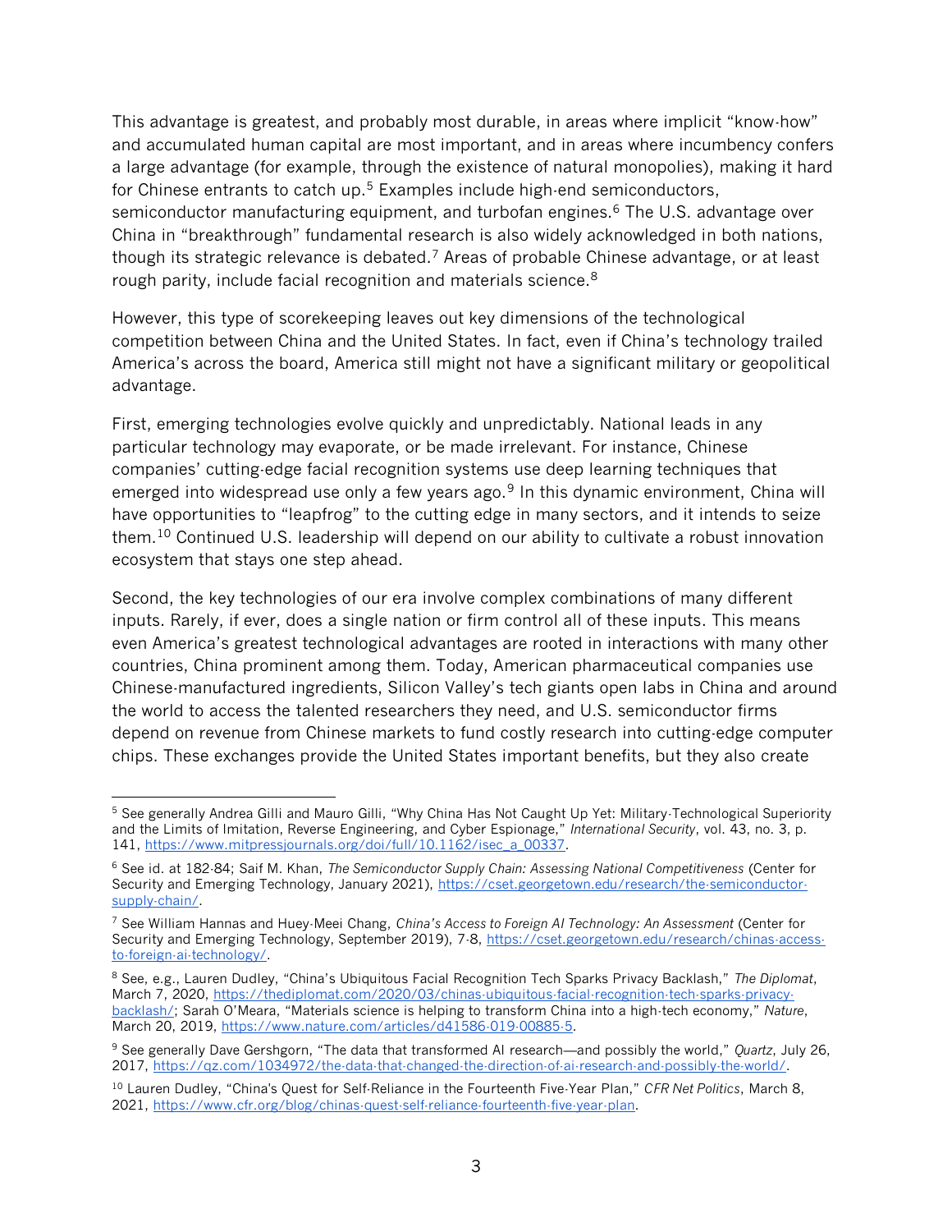This advantage is greatest, and probably most durable, in areas where implicit "know-how" and accumulated human capital are most important, and in areas where incumbency confers a large advantage (for example, through the existence of natural monopolies), making it hard for Chinese entrants to catch up.[5] Examples include high-end semiconductors, semiconductor manufacturing equipment, and turbofan engines.[6] The U.S. advantage over China in "breakthrough" fundamental research is also widely acknowledged in both nations, though its strategic relevance is debated.[7] Areas of probable Chinese advantage, or at least rough parity, include facial recognition and materials science.[8]

However, this type of scorekeeping leaves out key dimensions of the technological competition between China and the United States. In fact, even if China's technology trailed America's across the board, America still might not have a significant military or geopolitical advantage.

First, emerging technologies evolve quickly and unpredictably. National leads in any particular technology may evaporate, or be made irrelevant. For instance, Chinese companies' cutting-edge facial recognition systems use deep learning techniques that emerged into widespread use only a few years ago.[9] In this dynamic environment, China will have opportunities to "leapfrog" to the cutting edge in many sectors, and it intends to seize them.[10] Continued U.S. leadership will depend on our ability to cultivate a robust innovation ecosystem that stays one step ahead.

Second, the key technologies of our era involve complex combinations of many different inputs. Rarely, if ever, does a single nation or firm control all of these inputs. This means even America's greatest technological advantages are rooted in interactions with many other countries, China prominent among them. Today, American pharmaceutical companies use Chinese-manufactured ingredients, Silicon Valley's tech giants open labs in China and around the world to access the talented researchers they need, and U.S. semiconductor firms depend on revenue from Chinese markets to fund costly research into cutting-edge computer chips. These exchanges provide the United States important benefits, but they also create

---

[5] See generally Andrea Gilli and Mauro Gilli, "Why China Has Not Caught Up Yet: Military-Technological Superiority and the Limits of Imitation, Reverse Engineering, and Cyber Espionage," *International Security*, vol. 43, no. 3, p. 141, https://www.mitpressjournals.org/doi/full/10.1162/isec_a_00337.

[6] See id. at 182-84; Saif M. Khan, *The Semiconductor Supply Chain: Assessing National Competitiveness* (Center for Security and Emerging Technology, January 2021), https://cset.georgetown.edu/research/the-semiconductor-supply-chain/.

[7] See William Hannas and Huey-Meei Chang, *China's Access to Foreign AI Technology: An Assessment* (Center for Security and Emerging Technology, September 2019), 7-8, https://cset.georgetown.edu/research/chinas-access-to-foreign-ai-technology/.

[8] See, e.g., Lauren Dudley, "China's Ubiquitous Facial Recognition Tech Sparks Privacy Backlash," *The Diplomat*, March 7, 2020, https://thediplomat.com/2020/03/chinas-ubiquitous-facial-recognition-tech-sparks-privacy-backlash/; Sarah O'Meara, "Materials science is helping to transform China into a high-tech economy," *Nature*, March 20, 2019, https://www.nature.com/articles/d41586-019-00885-5.

[9] See generally Dave Gershgorn, "The data that transformed AI research—and possibly the world," *Quartz*, July 26, 2017, https://qz.com/1034972/the-data-that-changed-the-direction-of-ai-research-and-possibly-the-world/.

[10] Lauren Dudley, "China's Quest for Self-Reliance in the Fourteenth Five-Year Plan," *CFR Net Politics*, March 8, 2021, https://www.cfr.org/blog/chinas-quest-self-reliance-fourteenth-five-year-plan.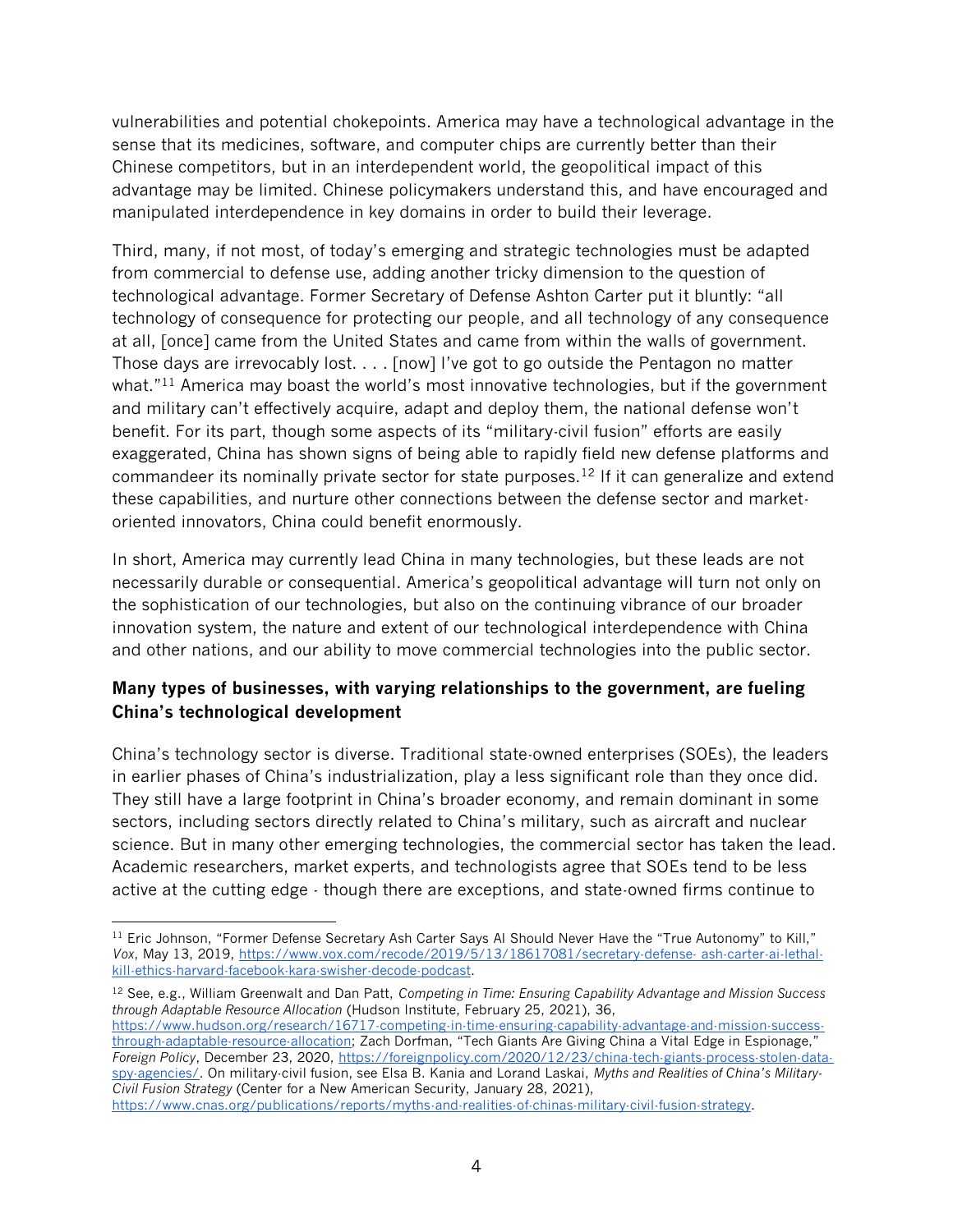vulnerabilities and potential chokepoints. America may have a technological advantage in the sense that its medicines, software, and computer chips are currently better than their Chinese competitors, but in an interdependent world, the geopolitical impact of this advantage may be limited. Chinese policymakers understand this, and have encouraged and manipulated interdependence in key domains in order to build their leverage.

Third, many, if not most, of today's emerging and strategic technologies must be adapted from commercial to defense use, adding another tricky dimension to the question of technological advantage. Former Secretary of Defense Ashton Carter put it bluntly: "all technology of consequence for protecting our people, and all technology of any consequence at all, [once] came from the United States and came from within the walls of government. Those days are irrevocably lost. . . . [now] I've got to go outside the Pentagon no matter what."[11] America may boast the world's most innovative technologies, but if the government and military can't effectively acquire, adapt and deploy them, the national defense won't benefit. For its part, though some aspects of its "military-civil fusion" efforts are easily exaggerated, China has shown signs of being able to rapidly field new defense platforms and commandeer its nominally private sector for state purposes.[12] If it can generalize and extend these capabilities, and nurture other connections between the defense sector and market-oriented innovators, China could benefit enormously.

In short, America may currently lead China in many technologies, but these leads are not necessarily durable or consequential. America's geopolitical advantage will turn not only on the sophistication of our technologies, but also on the continuing vibrance of our broader innovation system, the nature and extent of our technological interdependence with China and other nations, and our ability to move commercial technologies into the public sector.

**Many types of businesses, with varying relationships to the government, are fueling China's technological development**

China's technology sector is diverse. Traditional state-owned enterprises (SOEs), the leaders in earlier phases of China's industrialization, play a less significant role than they once did. They still have a large footprint in China's broader economy, and remain dominant in some sectors, including sectors directly related to China's military, such as aircraft and nuclear science. But in many other emerging technologies, the commercial sector has taken the lead. Academic researchers, market experts, and technologists agree that SOEs tend to be less active at the cutting edge - though there are exceptions, and state-owned firms continue to

---

[11] Eric Johnson, "Former Defense Secretary Ash Carter Says AI Should Never Have the "True Autonomy" to Kill," *Vox*, May 13, 2019, https://www.vox.com/recode/2019/5/13/18617081/secretary-defense- ash-carter-ai-lethal-kill-ethics-harvard-facebook-kara-swisher-decode-podcast.

[12] See, e.g., William Greenwalt and Dan Patt, *Competing in Time: Ensuring Capability Advantage and Mission Success through Adaptable Resource Allocation* (Hudson Institute, February 25, 2021), 36, https://www.hudson.org/research/16717-competing-in-time-ensuring-capability-advantage-and-mission-success-through-adaptable-resource-allocation; Zach Dorfman, "Tech Giants Are Giving China a Vital Edge in Espionage," *Foreign Policy*, December 23, 2020, https://foreignpolicy.com/2020/12/23/china-tech-giants-process-stolen-data-spy-agencies/. On military-civil fusion, see Elsa B. Kania and Lorand Laskai, *Myths and Realities of China's Military-Civil Fusion Strategy* (Center for a New American Security, January 28, 2021), https://www.cnas.org/publications/reports/myths-and-realities-of-chinas-military-civil-fusion-strategy.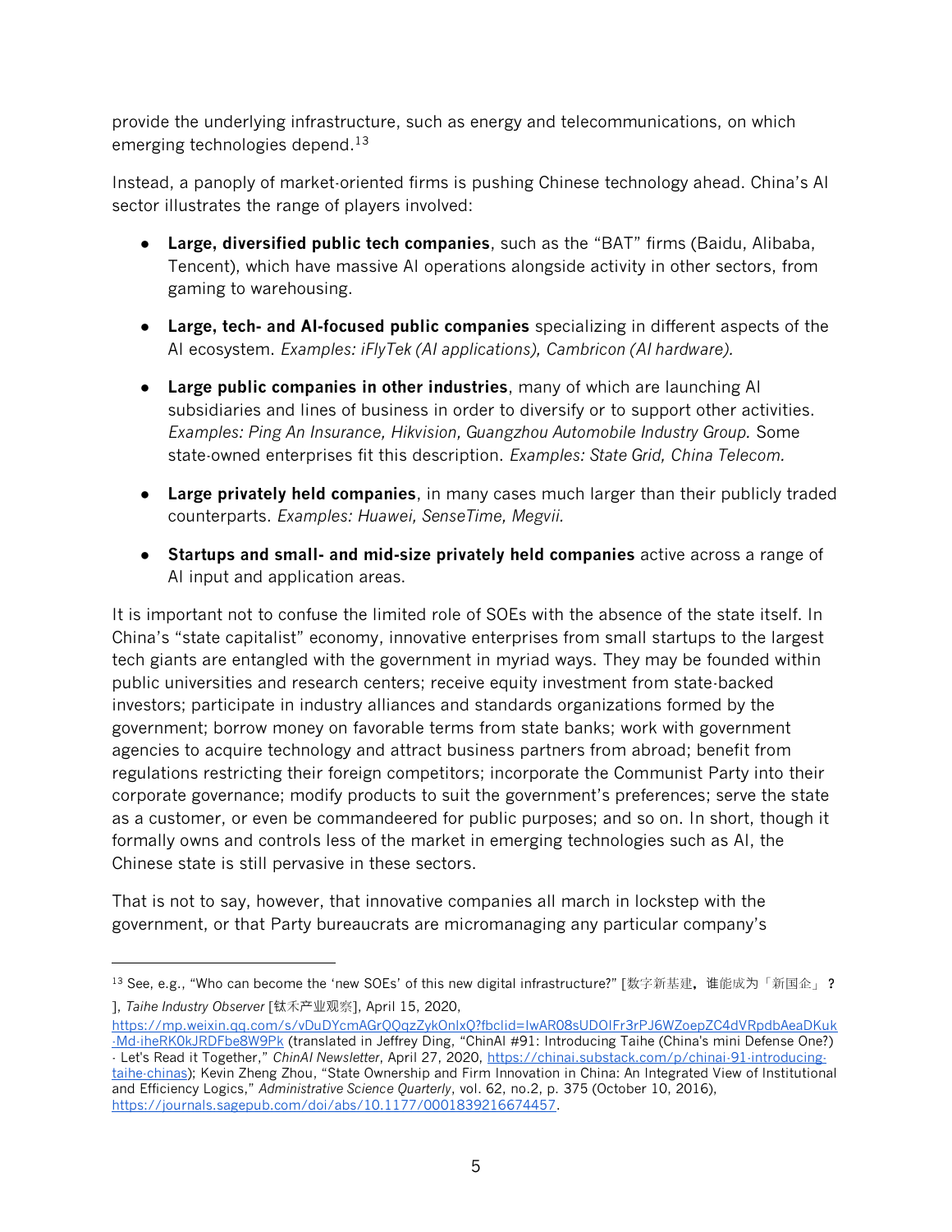provide the underlying infrastructure, such as energy and telecommunications, on which emerging technologies depend.[13]

Instead, a panoply of market-oriented firms is pushing Chinese technology ahead. China's AI sector illustrates the range of players involved:

- **Large, diversified public tech companies**, such as the "BAT" firms (Baidu, Alibaba, Tencent), which have massive AI operations alongside activity in other sectors, from gaming to warehousing.
- **Large, tech- and AI-focused public companies** specializing in different aspects of the AI ecosystem. *Examples: iFlyTek (AI applications), Cambricon (AI hardware).*
- **Large public companies in other industries**, many of which are launching AI subsidiaries and lines of business in order to diversify or to support other activities. *Examples: Ping An Insurance, Hikvision, Guangzhou Automobile Industry Group.* Some state-owned enterprises fit this description. *Examples: State Grid, China Telecom.*
- **Large privately held companies**, in many cases much larger than their publicly traded counterparts. *Examples: Huawei, SenseTime, Megvii.*
- **Startups and small- and mid-size privately held companies** active across a range of AI input and application areas.

It is important not to confuse the limited role of SOEs with the absence of the state itself. In China's "state capitalist" economy, innovative enterprises from small startups to the largest tech giants are entangled with the government in myriad ways. They may be founded within public universities and research centers; receive equity investment from state-backed investors; participate in industry alliances and standards organizations formed by the government; borrow money on favorable terms from state banks; work with government agencies to acquire technology and attract business partners from abroad; benefit from regulations restricting their foreign competitors; incorporate the Communist Party into their corporate governance; modify products to suit the government's preferences; serve the state as a customer, or even be commandeered for public purposes; and so on. In short, though it formally owns and controls less of the market in emerging technologies such as AI, the Chinese state is still pervasive in these sectors.

That is not to say, however, that innovative companies all march in lockstep with the government, or that Party bureaucrats are micromanaging any particular company's

---

[13] See, e.g., "Who can become the 'new SOEs' of this new digital infrastructure?" [数字新基建，谁能成为「新国企」？], *Taihe Industry Observer* [钛禾产业观察], April 15, 2020, https://mp.weixin.qq.com/s/vDuDYcmAGrQQqzZykOnlxQ?fbclid=IwAR08sUDOIFr3rPJ6WZoepZC4dVRpdbAeaDKuk-Md-iheRK0kJRDFbe8W9Pk (translated in Jeffrey Ding, "ChinAI #91: Introducing Taihe (China's mini Defense One?) - Let's Read it Together," *ChinAI Newsletter*, April 27, 2020, https://chinai.substack.com/p/chinai-91-introducing-taihe-chinas); Kevin Zheng Zhou, "State Ownership and Firm Innovation in China: An Integrated View of Institutional and Efficiency Logics," *Administrative Science Quarterly*, vol. 62, no.2, p. 375 (October 10, 2016), https://journals.sagepub.com/doi/abs/10.1177/0001839216674457.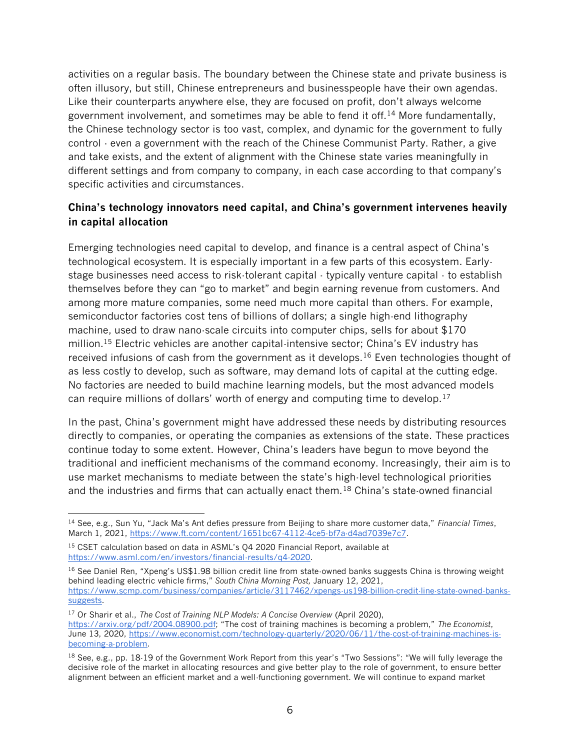activities on a regular basis. The boundary between the Chinese state and private business is often illusory, but still, Chinese entrepreneurs and businesspeople have their own agendas. Like their counterparts anywhere else, they are focused on profit, don't always welcome government involvement, and sometimes may be able to fend it off.[14] More fundamentally, the Chinese technology sector is too vast, complex, and dynamic for the government to fully control - even a government with the reach of the Chinese Communist Party. Rather, a give and take exists, and the extent of alignment with the Chinese state varies meaningfully in different settings and from company to company, in each case according to that company's specific activities and circumstances.

### China's technology innovators need capital, and China's government intervenes heavily in capital allocation

Emerging technologies need capital to develop, and finance is a central aspect of China's technological ecosystem. It is especially important in a few parts of this ecosystem. Early-stage businesses need access to risk-tolerant capital - typically venture capital - to establish themselves before they can "go to market" and begin earning revenue from customers. And among more mature companies, some need much more capital than others. For example, semiconductor factories cost tens of billions of dollars; a single high-end lithography machine, used to draw nano-scale circuits into computer chips, sells for about $170 million.[15] Electric vehicles are another capital-intensive sector; China's EV industry has received infusions of cash from the government as it develops.[16] Even technologies thought of as less costly to develop, such as software, may demand lots of capital at the cutting edge. No factories are needed to build machine learning models, but the most advanced models can require millions of dollars' worth of energy and computing time to develop.[17]

In the past, China's government might have addressed these needs by distributing resources directly to companies, or operating the companies as extensions of the state. These practices continue today to some extent. However, China's leaders have begun to move beyond the traditional and inefficient mechanisms of the command economy. Increasingly, their aim is to use market mechanisms to mediate between the state's high-level technological priorities and the industries and firms that can actually enact them.[18] China's state-owned financial

---

[14] See, e.g., Sun Yu, "Jack Ma's Ant defies pressure from Beijing to share more customer data," *Financial Times*, March 1, 2021, https://www.ft.com/content/1651bc67-4112-4ce5-bf7a-d4ad7039e7c7.

[15] CSET calculation based on data in ASML's Q4 2020 Financial Report, available at https://www.asml.com/en/investors/financial-results/q4-2020.

[16] See Daniel Ren, "Xpeng's US$1.98 billion credit line from state-owned banks suggests China is throwing weight behind leading electric vehicle firms," *South China Morning Post,* January 12, 2021, https://www.scmp.com/business/companies/article/3117462/xpengs-us198-billion-credit-line-state-owned-banks-suggests.

[17] Or Sharir et al., *The Cost of Training NLP Models: A Concise Overview* (April 2020), https://arxiv.org/pdf/2004.08900.pdf; "The cost of training machines is becoming a problem," *The Economist*, June 13, 2020, https://www.economist.com/technology-quarterly/2020/06/11/the-cost-of-training-machines-is-becoming-a-problem.

[18] See, e.g., pp. 18-19 of the Government Work Report from this year's "Two Sessions": "We will fully leverage the decisive role of the market in allocating resources and give better play to the role of government, to ensure better alignment between an efficient market and a well-functioning government. We will continue to expand market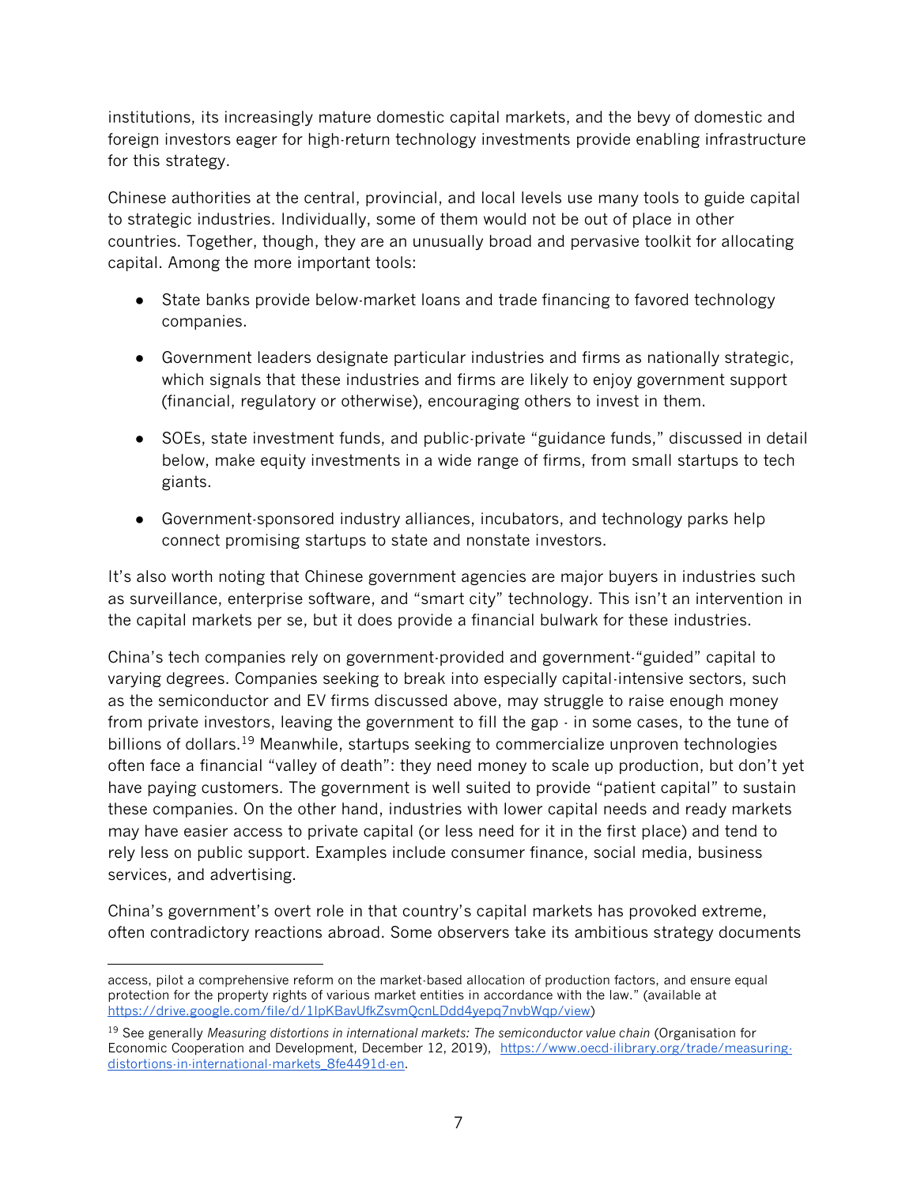institutions, its increasingly mature domestic capital markets, and the bevy of domestic and foreign investors eager for high-return technology investments provide enabling infrastructure for this strategy.

Chinese authorities at the central, provincial, and local levels use many tools to guide capital to strategic industries. Individually, some of them would not be out of place in other countries. Together, though, they are an unusually broad and pervasive toolkit for allocating capital. Among the more important tools:

- State banks provide below-market loans and trade financing to favored technology companies.
- Government leaders designate particular industries and firms as nationally strategic, which signals that these industries and firms are likely to enjoy government support (financial, regulatory or otherwise), encouraging others to invest in them.
- SOEs, state investment funds, and public-private "guidance funds," discussed in detail below, make equity investments in a wide range of firms, from small startups to tech giants.
- Government-sponsored industry alliances, incubators, and technology parks help connect promising startups to state and nonstate investors.

It's also worth noting that Chinese government agencies are major buyers in industries such as surveillance, enterprise software, and "smart city" technology. This isn't an intervention in the capital markets per se, but it does provide a financial bulwark for these industries.

China's tech companies rely on government-provided and government-"guided" capital to varying degrees. Companies seeking to break into especially capital-intensive sectors, such as the semiconductor and EV firms discussed above, may struggle to raise enough money from private investors, leaving the government to fill the gap - in some cases, to the tune of billions of dollars.[19] Meanwhile, startups seeking to commercialize unproven technologies often face a financial "valley of death": they need money to scale up production, but don't yet have paying customers. The government is well suited to provide "patient capital" to sustain these companies. On the other hand, industries with lower capital needs and ready markets may have easier access to private capital (or less need for it in the first place) and tend to rely less on public support. Examples include consumer finance, social media, business services, and advertising.

China's government's overt role in that country's capital markets has provoked extreme, often contradictory reactions abroad. Some observers take its ambitious strategy documents

---

access, pilot a comprehensive reform on the market-based allocation of production factors, and ensure equal protection for the property rights of various market entities in accordance with the law." (available at https://drive.google.com/file/d/1IpKBavUfkZsvmQcnLDdd4yepq7nvbWqp/view)

[19] See generally *Measuring distortions in international markets: The semiconductor value chain* (Organisation for Economic Cooperation and Development, December 12, 2019), https://www.oecd-ilibrary.org/trade/measuring-distortions-in-international-markets_8fe4491d-en.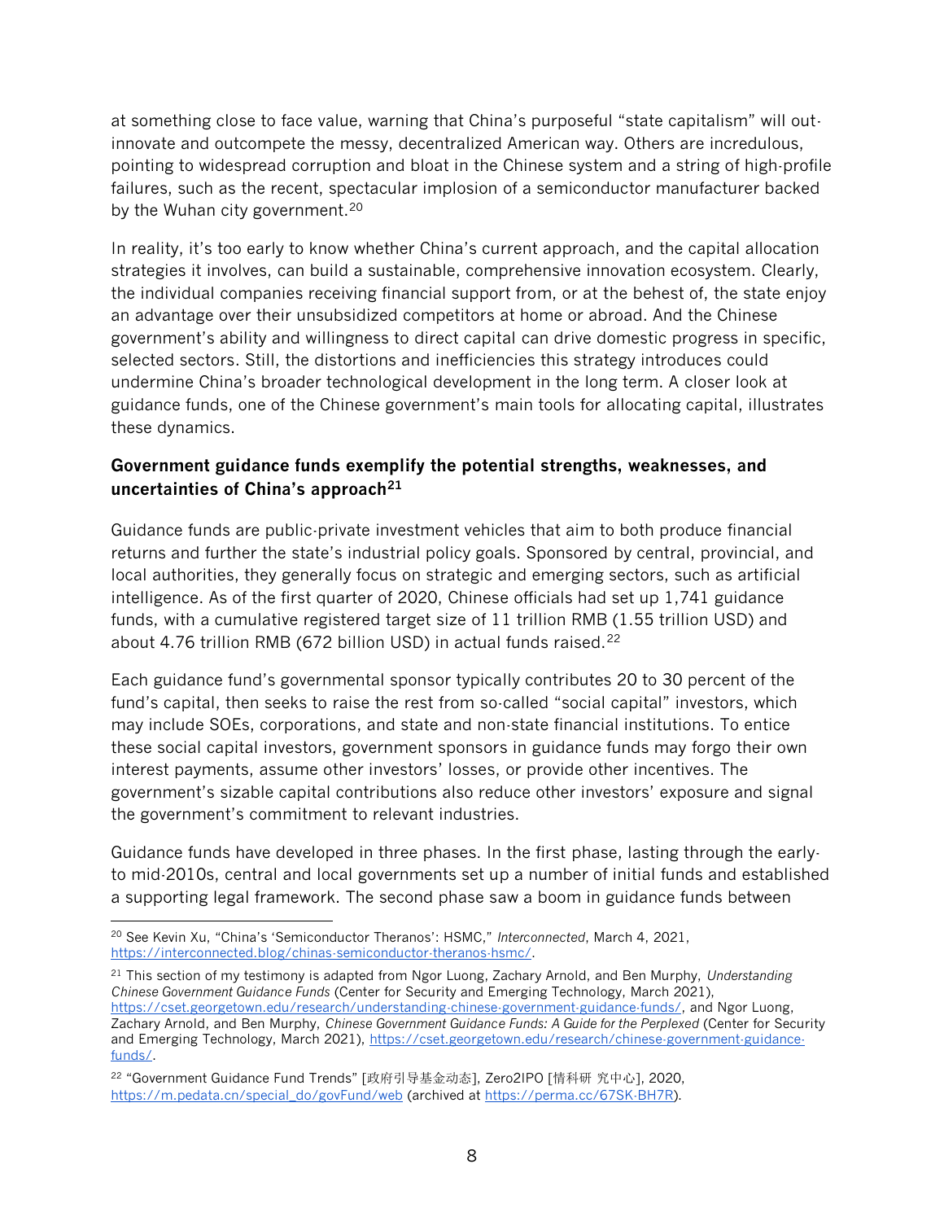at something close to face value, warning that China's purposeful "state capitalism" will out-innovate and outcompete the messy, decentralized American way. Others are incredulous, pointing to widespread corruption and bloat in the Chinese system and a string of high-profile failures, such as the recent, spectacular implosion of a semiconductor manufacturer backed by the Wuhan city government.[20]

In reality, it's too early to know whether China's current approach, and the capital allocation strategies it involves, can build a sustainable, comprehensive innovation ecosystem. Clearly, the individual companies receiving financial support from, or at the behest of, the state enjoy an advantage over their unsubsidized competitors at home or abroad. And the Chinese government's ability and willingness to direct capital can drive domestic progress in specific, selected sectors. Still, the distortions and inefficiencies this strategy introduces could undermine China's broader technological development in the long term. A closer look at guidance funds, one of the Chinese government's main tools for allocating capital, illustrates these dynamics.

**Government guidance funds exemplify the potential strengths, weaknesses, and uncertainties of China's approach[21]**

Guidance funds are public-private investment vehicles that aim to both produce financial returns and further the state's industrial policy goals. Sponsored by central, provincial, and local authorities, they generally focus on strategic and emerging sectors, such as artificial intelligence. As of the first quarter of 2020, Chinese officials had set up 1,741 guidance funds, with a cumulative registered target size of 11 trillion RMB (1.55 trillion USD) and about 4.76 trillion RMB (672 billion USD) in actual funds raised.[22]

Each guidance fund's governmental sponsor typically contributes 20 to 30 percent of the fund's capital, then seeks to raise the rest from so-called "social capital" investors, which may include SOEs, corporations, and state and non-state financial institutions. To entice these social capital investors, government sponsors in guidance funds may forgo their own interest payments, assume other investors' losses, or provide other incentives. The government's sizable capital contributions also reduce other investors' exposure and signal the government's commitment to relevant industries.

Guidance funds have developed in three phases. In the first phase, lasting through the early- to mid-2010s, central and local governments set up a number of initial funds and established a supporting legal framework. The second phase saw a boom in guidance funds between

---

[20] See Kevin Xu, "China's 'Semiconductor Theranos': HSMC," *Interconnected*, March 4, 2021, https://interconnected.blog/chinas-semiconductor-theranos-hsmc/.

[21] This section of my testimony is adapted from Ngor Luong, Zachary Arnold, and Ben Murphy, *Understanding Chinese Government Guidance Funds* (Center for Security and Emerging Technology, March 2021), https://cset.georgetown.edu/research/understanding-chinese-government-guidance-funds/, and Ngor Luong, Zachary Arnold, and Ben Murphy, *Chinese Government Guidance Funds: A Guide for the Perplexed* (Center for Security and Emerging Technology, March 2021), https://cset.georgetown.edu/research/chinese-government-guidance-funds/.

[22] "Government Guidance Fund Trends" [政府引导基金动态], Zero2IPO [情科研 究中心], 2020, https://m.pedata.cn/special_do/govFund/web (archived at https://perma.cc/67SK-BH7R).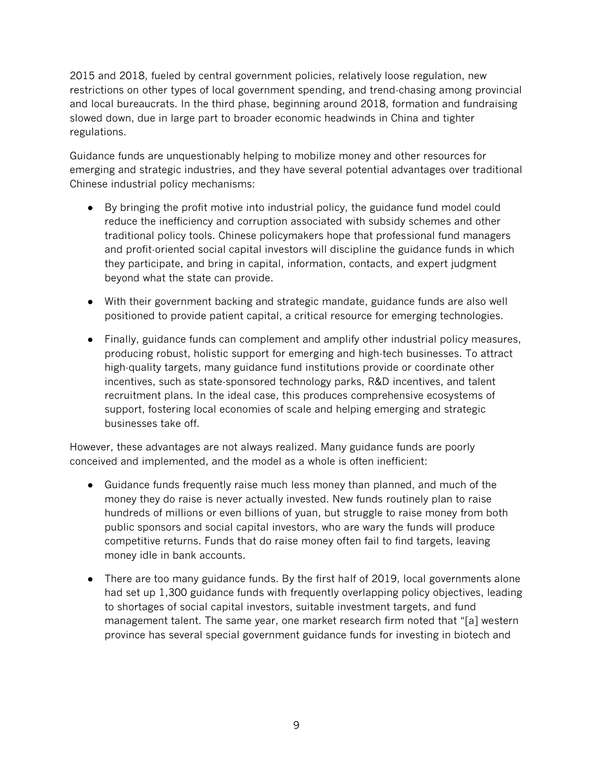2015 and 2018, fueled by central government policies, relatively loose regulation, new restrictions on other types of local government spending, and trend-chasing among provincial and local bureaucrats. In the third phase, beginning around 2018, formation and fundraising slowed down, due in large part to broader economic headwinds in China and tighter regulations.

Guidance funds are unquestionably helping to mobilize money and other resources for emerging and strategic industries, and they have several potential advantages over traditional Chinese industrial policy mechanisms:

- By bringing the profit motive into industrial policy, the guidance fund model could reduce the inefficiency and corruption associated with subsidy schemes and other traditional policy tools. Chinese policymakers hope that professional fund managers and profit-oriented social capital investors will discipline the guidance funds in which they participate, and bring in capital, information, contacts, and expert judgment beyond what the state can provide.

- With their government backing and strategic mandate, guidance funds are also well positioned to provide patient capital, a critical resource for emerging technologies.

- Finally, guidance funds can complement and amplify other industrial policy measures, producing robust, holistic support for emerging and high-tech businesses. To attract high-quality targets, many guidance fund institutions provide or coordinate other incentives, such as state-sponsored technology parks, R&D incentives, and talent recruitment plans. In the ideal case, this produces comprehensive ecosystems of support, fostering local economies of scale and helping emerging and strategic businesses take off.

However, these advantages are not always realized. Many guidance funds are poorly conceived and implemented, and the model as a whole is often inefficient:

- Guidance funds frequently raise much less money than planned, and much of the money they do raise is never actually invested. New funds routinely plan to raise hundreds of millions or even billions of yuan, but struggle to raise money from both public sponsors and social capital investors, who are wary the funds will produce competitive returns. Funds that do raise money often fail to find targets, leaving money idle in bank accounts.

- There are too many guidance funds. By the first half of 2019, local governments alone had set up 1,300 guidance funds with frequently overlapping policy objectives, leading to shortages of social capital investors, suitable investment targets, and fund management talent. The same year, one market research firm noted that "[a] western province has several special government guidance funds for investing in biotech and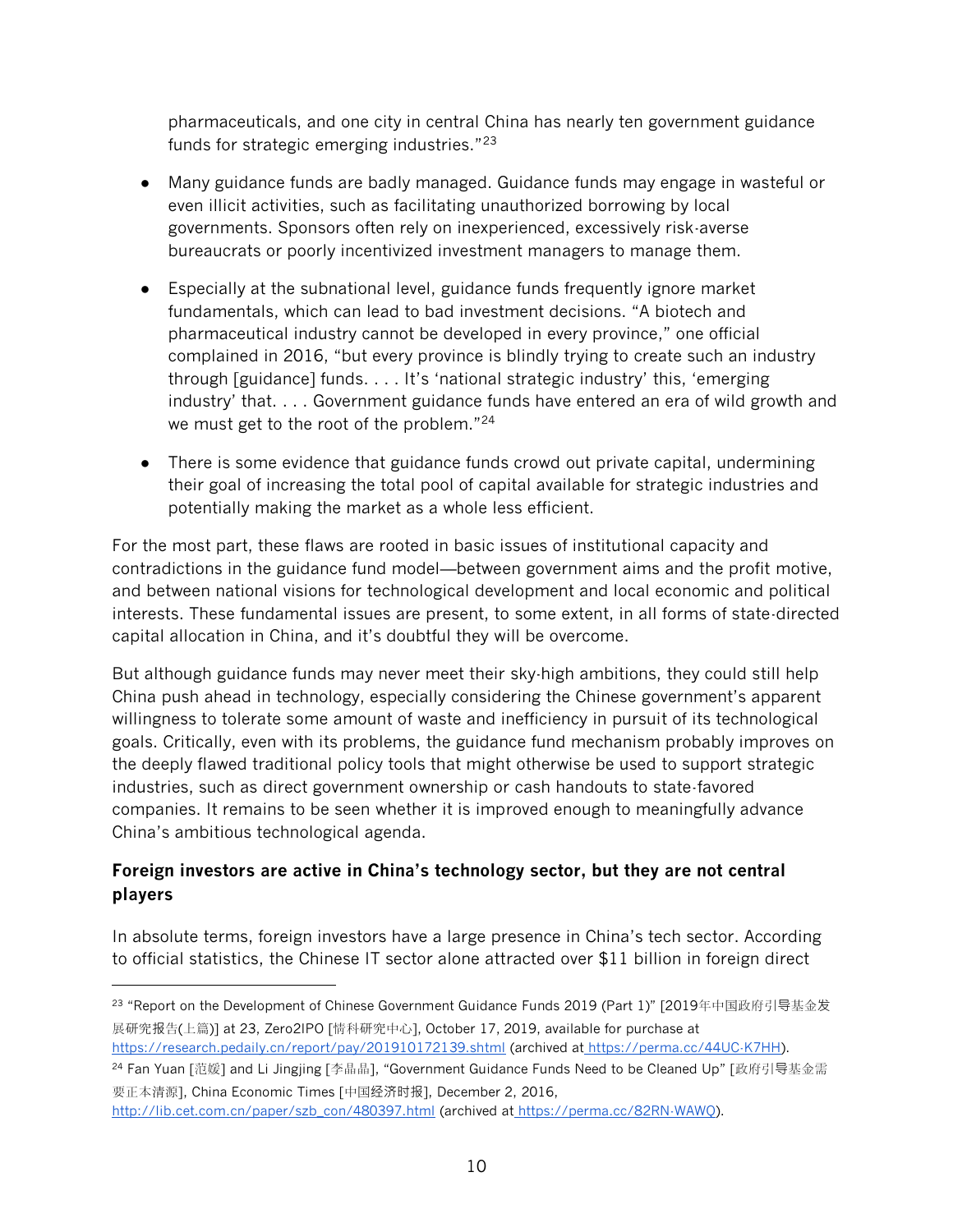pharmaceuticals, and one city in central China has nearly ten government guidance funds for strategic emerging industries."[23]

- Many guidance funds are badly managed. Guidance funds may engage in wasteful or even illicit activities, such as facilitating unauthorized borrowing by local governments. Sponsors often rely on inexperienced, excessively risk-averse bureaucrats or poorly incentivized investment managers to manage them.

- Especially at the subnational level, guidance funds frequently ignore market fundamentals, which can lead to bad investment decisions. "A biotech and pharmaceutical industry cannot be developed in every province," one official complained in 2016, "but every province is blindly trying to create such an industry through [guidance] funds. . . . It's 'national strategic industry' this, 'emerging industry' that. . . . Government guidance funds have entered an era of wild growth and we must get to the root of the problem."[24]

- There is some evidence that guidance funds crowd out private capital, undermining their goal of increasing the total pool of capital available for strategic industries and potentially making the market as a whole less efficient.

For the most part, these flaws are rooted in basic issues of institutional capacity and contradictions in the guidance fund model—between government aims and the profit motive, and between national visions for technological development and local economic and political interests. These fundamental issues are present, to some extent, in all forms of state-directed capital allocation in China, and it's doubtful they will be overcome.

But although guidance funds may never meet their sky-high ambitions, they could still help China push ahead in technology, especially considering the Chinese government's apparent willingness to tolerate some amount of waste and inefficiency in pursuit of its technological goals. Critically, even with its problems, the guidance fund mechanism probably improves on the deeply flawed traditional policy tools that might otherwise be used to support strategic industries, such as direct government ownership or cash handouts to state-favored companies. It remains to be seen whether it is improved enough to meaningfully advance China's ambitious technological agenda.

### Foreign investors are active in China's technology sector, but they are not central players

In absolute terms, foreign investors have a large presence in China's tech sector. According to official statistics, the Chinese IT sector alone attracted over $11 billion in foreign direct

---

[23] "Report on the Development of Chinese Government Guidance Funds 2019 (Part 1)" [2019年中国政府引导基金发展研究报告(上篇)] at 23, Zero2IPO [清科研究中心], October 17, 2019, available for purchase at https://research.pedaily.cn/report/pay/201910172139.shtml (archived at https://perma.cc/44UC-K7HH).

[24] Fan Yuan [范媛] and Li Jingjing [李晶晶], "Government Guidance Funds Need to be Cleaned Up" [政府引导基金需要正本清源], China Economic Times [中国经济时报], December 2, 2016, http://lib.cet.com.cn/paper/szb_con/480397.html (archived at https://perma.cc/82RN-WAWQ).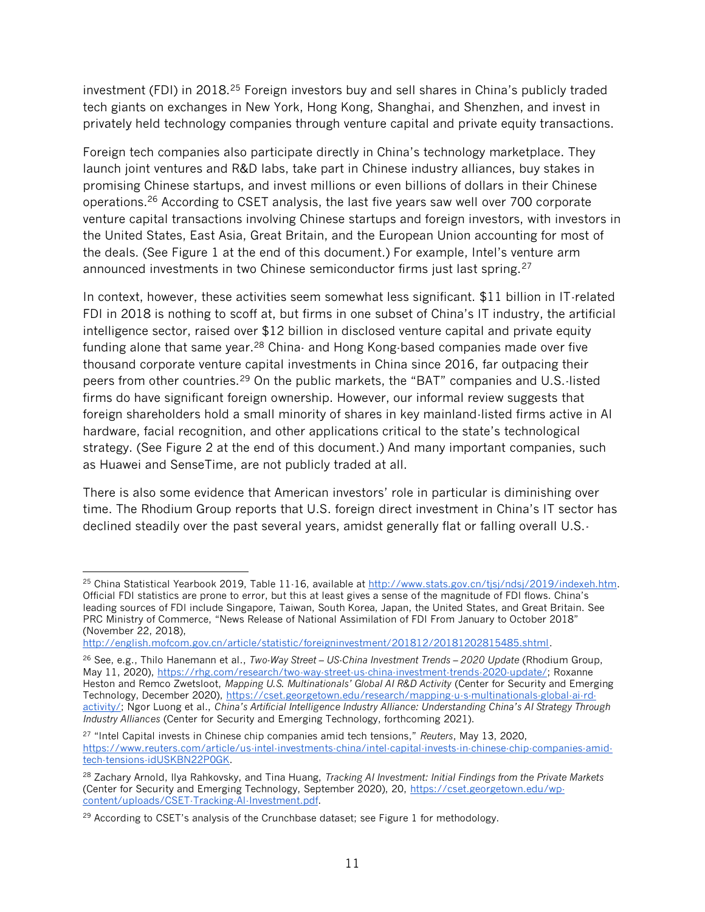investment (FDI) in 2018.[25] Foreign investors buy and sell shares in China's publicly traded tech giants on exchanges in New York, Hong Kong, Shanghai, and Shenzhen, and invest in privately held technology companies through venture capital and private equity transactions.

Foreign tech companies also participate directly in China's technology marketplace. They launch joint ventures and R&D labs, take part in Chinese industry alliances, buy stakes in promising Chinese startups, and invest millions or even billions of dollars in their Chinese operations.[26] According to CSET analysis, the last five years saw well over 700 corporate venture capital transactions involving Chinese startups and foreign investors, with investors in the United States, East Asia, Great Britain, and the European Union accounting for most of the deals. (See Figure 1 at the end of this document.) For example, Intel's venture arm announced investments in two Chinese semiconductor firms just last spring.[27]

In context, however, these activities seem somewhat less significant. $11 billion in IT-related FDI in 2018 is nothing to scoff at, but firms in one subset of China's IT industry, the artificial intelligence sector, raised over $12 billion in disclosed venture capital and private equity funding alone that same year.[28] China- and Hong Kong-based companies made over five thousand corporate venture capital investments in China since 2016, far outpacing their peers from other countries.[29] On the public markets, the "BAT" companies and U.S.-listed firms do have significant foreign ownership. However, our informal review suggests that foreign shareholders hold a small minority of shares in key mainland-listed firms active in AI hardware, facial recognition, and other applications critical to the state's technological strategy. (See Figure 2 at the end of this document.) And many important companies, such as Huawei and SenseTime, are not publicly traded at all.

There is also some evidence that American investors' role in particular is diminishing over time. The Rhodium Group reports that U.S. foreign direct investment in China's IT sector has declined steadily over the past several years, amidst generally flat or falling overall U.S.-

---

[25] China Statistical Yearbook 2019, Table 11-16, available at http://www.stats.gov.cn/tjsj/ndsj/2019/indexeh.htm. Official FDI statistics are prone to error, but this at least gives a sense of the magnitude of FDI flows. China's leading sources of FDI include Singapore, Taiwan, South Korea, Japan, the United States, and Great Britain. See PRC Ministry of Commerce, "News Release of National Assimilation of FDI From January to October 2018" (November 22, 2018), http://english.mofcom.gov.cn/article/statistic/foreigninvestment/201812/20181202815485.shtml.

[26] See, e.g., Thilo Hanemann et al., *Two-Way Street – US-China Investment Trends – 2020 Update* (Rhodium Group, May 11, 2020), https://rhg.com/research/two-way-street-us-china-investment-trends-2020-update/; Roxanne Heston and Remco Zwetsloot, *Mapping U.S. Multinationals' Global AI R&D Activity* (Center for Security and Emerging Technology, December 2020), https://cset.georgetown.edu/research/mapping-u-s-multinationals-global-ai-rd-activity/; Ngor Luong et al., *China's Artificial Intelligence Industry Alliance: Understanding China's AI Strategy Through Industry Alliances* (Center for Security and Emerging Technology, forthcoming 2021).

[27] "Intel Capital invests in Chinese chip companies amid tech tensions," *Reuters*, May 13, 2020, https://www.reuters.com/article/us-intel-investments-china/intel-capital-invests-in-chinese-chip-companies-amid-tech-tensions-idUSKBN22P0GK.

[28] Zachary Arnold, Ilya Rahkovsky, and Tina Huang, *Tracking AI Investment: Initial Findings from the Private Markets* (Center for Security and Emerging Technology, September 2020), 20, https://cset.georgetown.edu/wp-content/uploads/CSET-Tracking-AI-Investment.pdf.

[29] According to CSET's analysis of the Crunchbase dataset; see Figure 1 for methodology.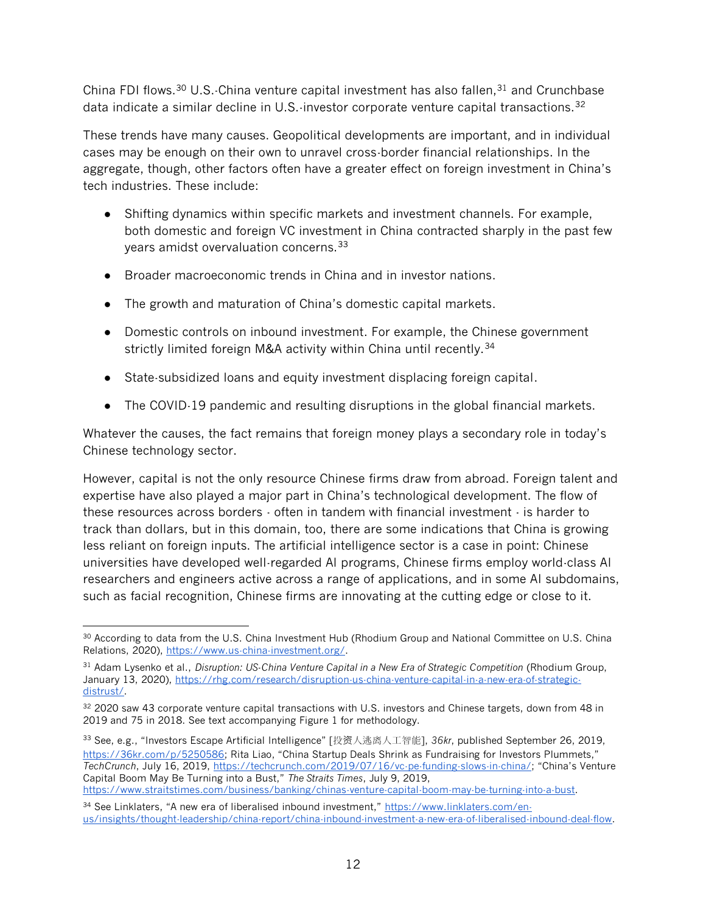China FDI flows.[30] U.S.-China venture capital investment has also fallen,[31] and Crunchbase data indicate a similar decline in U.S.-investor corporate venture capital transactions.[32]

These trends have many causes. Geopolitical developments are important, and in individual cases may be enough on their own to unravel cross-border financial relationships. In the aggregate, though, other factors often have a greater effect on foreign investment in China's tech industries. These include:

- Shifting dynamics within specific markets and investment channels. For example, both domestic and foreign VC investment in China contracted sharply in the past few years amidst overvaluation concerns.[33]
- Broader macroeconomic trends in China and in investor nations.
- The growth and maturation of China's domestic capital markets.
- Domestic controls on inbound investment. For example, the Chinese government strictly limited foreign M&A activity within China until recently.[34]
- State-subsidized loans and equity investment displacing foreign capital.
- The COVID-19 pandemic and resulting disruptions in the global financial markets.

Whatever the causes, the fact remains that foreign money plays a secondary role in today's Chinese technology sector.

However, capital is not the only resource Chinese firms draw from abroad. Foreign talent and expertise have also played a major part in China's technological development. The flow of these resources across borders - often in tandem with financial investment - is harder to track than dollars, but in this domain, too, there are some indications that China is growing less reliant on foreign inputs. The artificial intelligence sector is a case in point: Chinese universities have developed well-regarded AI programs, Chinese firms employ world-class AI researchers and engineers active across a range of applications, and in some AI subdomains, such as facial recognition, Chinese firms are innovating at the cutting edge or close to it.

---

[30] According to data from the U.S. China Investment Hub (Rhodium Group and National Committee on U.S. China Relations, 2020), https://www.us-china-investment.org/.

[31] Adam Lysenko et al., *Disruption: US-China Venture Capital in a New Era of Strategic Competition* (Rhodium Group, January 13, 2020), https://rhg.com/research/disruption-us-china-venture-capital-in-a-new-era-of-strategic-distrust/.

[32] 2020 saw 43 corporate venture capital transactions with U.S. investors and Chinese targets, down from 48 in 2019 and 75 in 2018. See text accompanying Figure 1 for methodology.

[33] See, e.g., "Investors Escape Artificial Intelligence" [投资人逃离人工智能], *36kr*, published September 26, 2019, https://36kr.com/p/5250586; Rita Liao, "China Startup Deals Shrink as Fundraising for Investors Plummets," *TechCrunch*, July 16, 2019, https://techcrunch.com/2019/07/16/vc-pe-funding-slows-in-china/; "China's Venture Capital Boom May Be Turning into a Bust," *The Straits Times*, July 9, 2019, https://www.straitstimes.com/business/banking/chinas-venture-capital-boom-may-be-turning-into-a-bust.

[34] See Linklaters, "A new era of liberalised inbound investment," https://www.linklaters.com/en-us/insights/thought-leadership/china-report/china-inbound-investment-a-new-era-of-liberalised-inbound-deal-flow.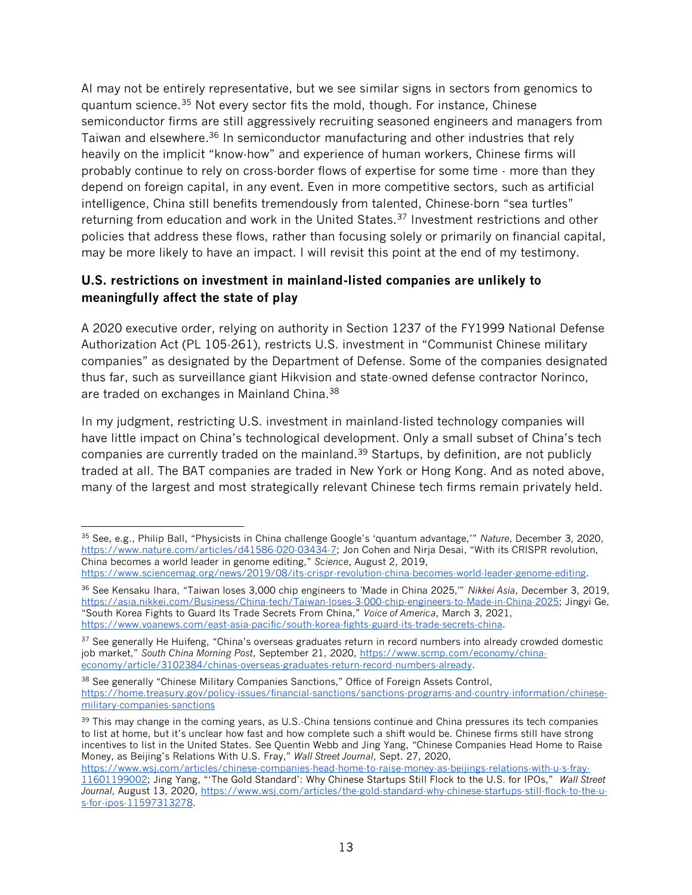AI may not be entirely representative, but we see similar signs in sectors from genomics to quantum science.[35] Not every sector fits the mold, though. For instance, Chinese semiconductor firms are still aggressively recruiting seasoned engineers and managers from Taiwan and elsewhere.[36] In semiconductor manufacturing and other industries that rely heavily on the implicit "know-how" and experience of human workers, Chinese firms will probably continue to rely on cross-border flows of expertise for some time - more than they depend on foreign capital, in any event. Even in more competitive sectors, such as artificial intelligence, China still benefits tremendously from talented, Chinese-born "sea turtles" returning from education and work in the United States.[37] Investment restrictions and other policies that address these flows, rather than focusing solely or primarily on financial capital, may be more likely to have an impact. I will revisit this point at the end of my testimony.

### U.S. restrictions on investment in mainland-listed companies are unlikely to meaningfully affect the state of play

A 2020 executive order, relying on authority in Section 1237 of the FY1999 National Defense Authorization Act (PL 105-261), restricts U.S. investment in "Communist Chinese military companies" as designated by the Department of Defense. Some of the companies designated thus far, such as surveillance giant Hikvision and state-owned defense contractor Norinco, are traded on exchanges in Mainland China.[38]

In my judgment, restricting U.S. investment in mainland-listed technology companies will have little impact on China's technological development. Only a small subset of China's tech companies are currently traded on the mainland.[39] Startups, by definition, are not publicly traded at all. The BAT companies are traded in New York or Hong Kong. And as noted above, many of the largest and most strategically relevant Chinese tech firms remain privately held.

---

[35] See, e.g., Philip Ball, "Physicists in China challenge Google's 'quantum advantage,'" *Nature*, December 3, 2020, https://www.nature.com/articles/d41586-020-03434-7; Jon Cohen and Nirja Desai, "With its CRISPR revolution, China becomes a world leader in genome editing," *Science*, August 2, 2019, https://www.sciencemag.org/news/2019/08/its-crispr-revolution-china-becomes-world-leader-genome-editing.

[36] See Kensaku Ihara, "Taiwan loses 3,000 chip engineers to 'Made in China 2025,'" *Nikkei Asia*, December 3, 2019, https://asia.nikkei.com/Business/China-tech/Taiwan-loses-3-000-chip-engineers-to-Made-in-China-2025; Jingyi Ge, "South Korea Fights to Guard Its Trade Secrets From China," *Voice of America*, March 3, 2021, https://www.voanews.com/east-asia-pacific/south-korea-fights-guard-its-trade-secrets-china.

[37] See generally He Huifeng, "China's overseas graduates return in record numbers into already crowded domestic job market," *South China Morning Post*, September 21, 2020, https://www.scmp.com/economy/china-economy/article/3102384/chinas-overseas-graduates-return-record-numbers-already.

[38] See generally "Chinese Military Companies Sanctions," Office of Foreign Assets Control, https://home.treasury.gov/policy-issues/financial-sanctions/sanctions-programs-and-country-information/chinese-military-companies-sanctions

[39] This may change in the coming years, as U.S.-China tensions continue and China pressures its tech companies to list at home, but it's unclear how fast and how complete such a shift would be. Chinese firms still have strong incentives to list in the United States. See Quentin Webb and Jing Yang, "Chinese Companies Head Home to Raise Money, as Beijing's Relations With U.S. Fray," *Wall Street Journal*, Sept. 27, 2020, https://www.wsj.com/articles/chinese-companies-head-home-to-raise-money-as-beijings-relations-with-u-s-fray-11601199002; Jing Yang, "'The Gold Standard': Why Chinese Startups Still Flock to the U.S. for IPOs," *Wall Street Journal*, August 13, 2020, https://www.wsj.com/articles/the-gold-standard-why-chinese-startups-still-flock-to-the-u-s-for-ipos-11597313278.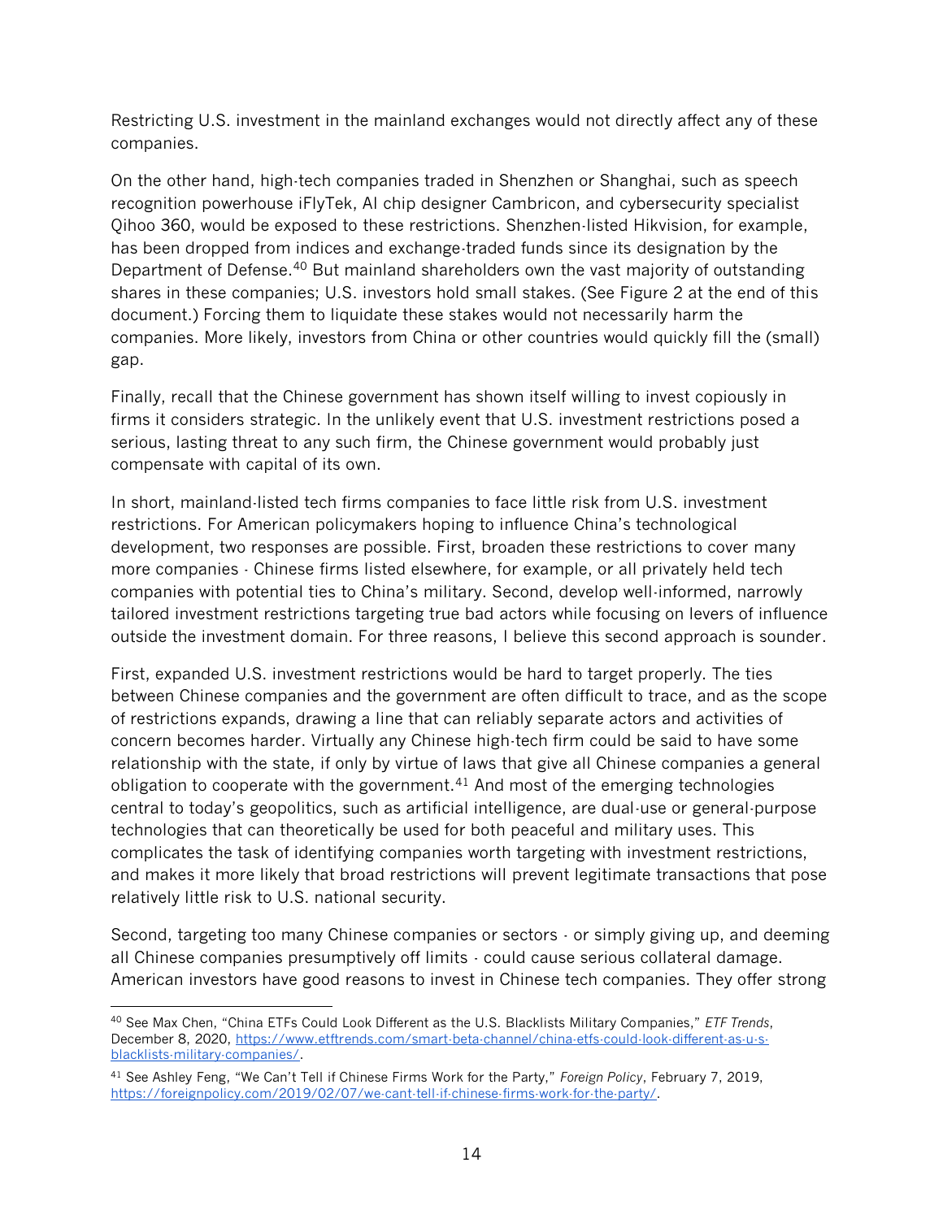Restricting U.S. investment in the mainland exchanges would not directly affect any of these companies.

On the other hand, high-tech companies traded in Shenzhen or Shanghai, such as speech recognition powerhouse iFlyTek, AI chip designer Cambricon, and cybersecurity specialist Qihoo 360, would be exposed to these restrictions. Shenzhen-listed Hikvision, for example, has been dropped from indices and exchange-traded funds since its designation by the Department of Defense.[40] But mainland shareholders own the vast majority of outstanding shares in these companies; U.S. investors hold small stakes. (See Figure 2 at the end of this document.) Forcing them to liquidate these stakes would not necessarily harm the companies. More likely, investors from China or other countries would quickly fill the (small) gap.

Finally, recall that the Chinese government has shown itself willing to invest copiously in firms it considers strategic. In the unlikely event that U.S. investment restrictions posed a serious, lasting threat to any such firm, the Chinese government would probably just compensate with capital of its own.

In short, mainland-listed tech firms companies to face little risk from U.S. investment restrictions. For American policymakers hoping to influence China's technological development, two responses are possible. First, broaden these restrictions to cover many more companies - Chinese firms listed elsewhere, for example, or all privately held tech companies with potential ties to China's military. Second, develop well-informed, narrowly tailored investment restrictions targeting true bad actors while focusing on levers of influence outside the investment domain. For three reasons, I believe this second approach is sounder.

First, expanded U.S. investment restrictions would be hard to target properly. The ties between Chinese companies and the government are often difficult to trace, and as the scope of restrictions expands, drawing a line that can reliably separate actors and activities of concern becomes harder. Virtually any Chinese high-tech firm could be said to have some relationship with the state, if only by virtue of laws that give all Chinese companies a general obligation to cooperate with the government.[41] And most of the emerging technologies central to today's geopolitics, such as artificial intelligence, are dual-use or general-purpose technologies that can theoretically be used for both peaceful and military uses. This complicates the task of identifying companies worth targeting with investment restrictions, and makes it more likely that broad restrictions will prevent legitimate transactions that pose relatively little risk to U.S. national security.

Second, targeting too many Chinese companies or sectors - or simply giving up, and deeming all Chinese companies presumptively off limits - could cause serious collateral damage. American investors have good reasons to invest in Chinese tech companies. They offer strong

---

[40] See Max Chen, "China ETFs Could Look Different as the U.S. Blacklists Military Companies," *ETF Trends*, December 8, 2020, https://www.etftrends.com/smart-beta-channel/china-etfs-could-look-different-as-u-s-blacklists-military-companies/.

[41] See Ashley Feng, "We Can't Tell if Chinese Firms Work for the Party," *Foreign Policy*, February 7, 2019, https://foreignpolicy.com/2019/02/07/we-cant-tell-if-chinese-firms-work-for-the-party/.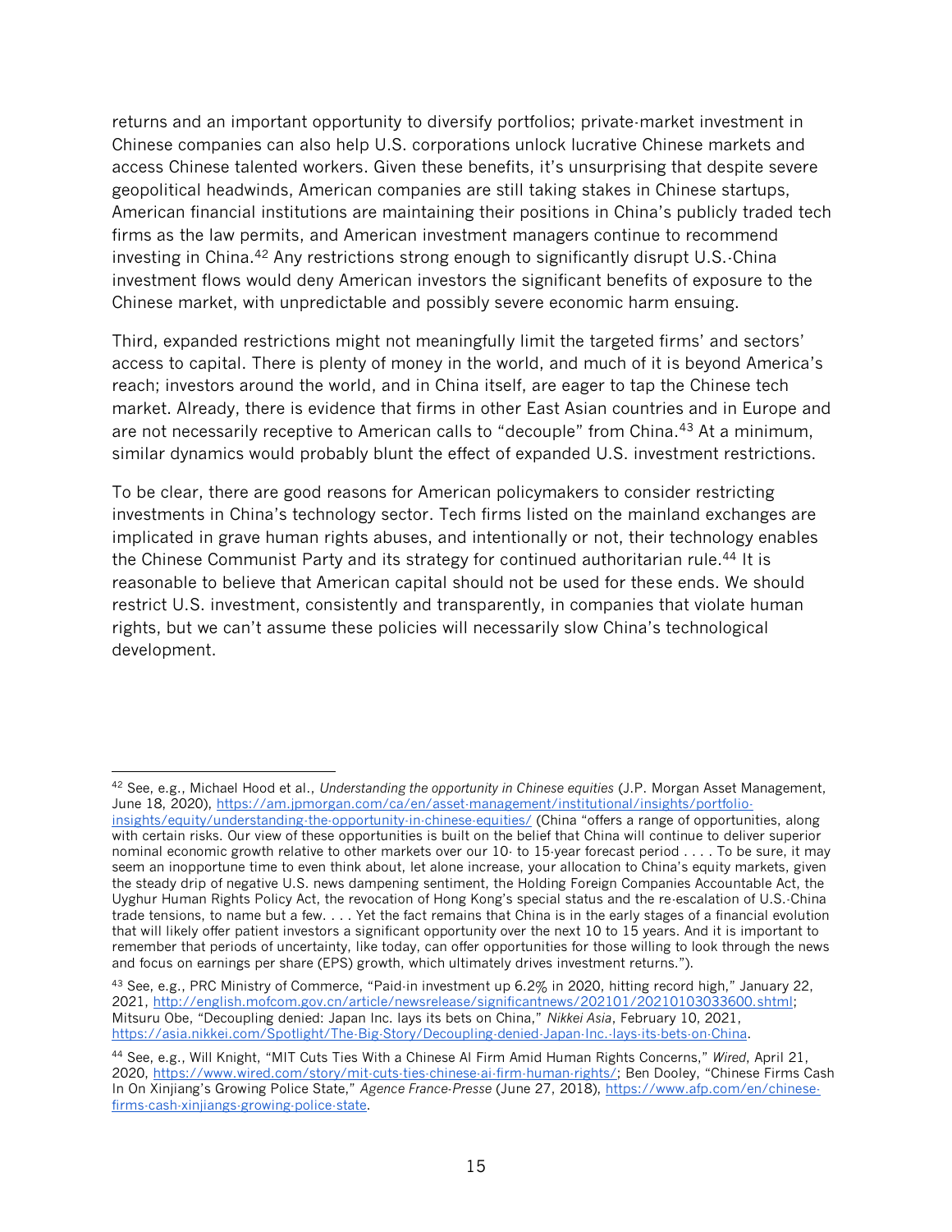returns and an important opportunity to diversify portfolios; private-market investment in Chinese companies can also help U.S. corporations unlock lucrative Chinese markets and access Chinese talented workers. Given these benefits, it's unsurprising that despite severe geopolitical headwinds, American companies are still taking stakes in Chinese startups, American financial institutions are maintaining their positions in China's publicly traded tech firms as the law permits, and American investment managers continue to recommend investing in China.[42] Any restrictions strong enough to significantly disrupt U.S.-China investment flows would deny American investors the significant benefits of exposure to the Chinese market, with unpredictable and possibly severe economic harm ensuing.

Third, expanded restrictions might not meaningfully limit the targeted firms' and sectors' access to capital. There is plenty of money in the world, and much of it is beyond America's reach; investors around the world, and in China itself, are eager to tap the Chinese tech market. Already, there is evidence that firms in other East Asian countries and in Europe and are not necessarily receptive to American calls to "decouple" from China.[43] At a minimum, similar dynamics would probably blunt the effect of expanded U.S. investment restrictions.

To be clear, there are good reasons for American policymakers to consider restricting investments in China's technology sector. Tech firms listed on the mainland exchanges are implicated in grave human rights abuses, and intentionally or not, their technology enables the Chinese Communist Party and its strategy for continued authoritarian rule.[44] It is reasonable to believe that American capital should not be used for these ends. We should restrict U.S. investment, consistently and transparently, in companies that violate human rights, but we can't assume these policies will necessarily slow China's technological development.

---

[42] See, e.g., Michael Hood et al., *Understanding the opportunity in Chinese equities* (J.P. Morgan Asset Management, June 18, 2020), https://am.jpmorgan.com/ca/en/asset-management/institutional/insights/portfolio-insights/equity/understanding-the-opportunity-in-chinese-equities/ (China "offers a range of opportunities, along with certain risks. Our view of these opportunities is built on the belief that China will continue to deliver superior nominal economic growth relative to other markets over our 10- to 15-year forecast period . . . . To be sure, it may seem an inopportune time to even think about, let alone increase, your allocation to China's equity markets, given the steady drip of negative U.S. news dampening sentiment, the Holding Foreign Companies Accountable Act, the Uyghur Human Rights Policy Act, the revocation of Hong Kong's special status and the re-escalation of U.S.-China trade tensions, to name but a few. . . . Yet the fact remains that China is in the early stages of a financial evolution that will likely offer patient investors a significant opportunity over the next 10 to 15 years. And it is important to remember that periods of uncertainty, like today, can offer opportunities for those willing to look through the news and focus on earnings per share (EPS) growth, which ultimately drives investment returns.").

[43] See, e.g., PRC Ministry of Commerce, "Paid-in investment up 6.2% in 2020, hitting record high," January 22, 2021, http://english.mofcom.gov.cn/article/newsrelease/significantnews/202101/20210103033600.shtml; Mitsuru Obe, "Decoupling denied: Japan Inc. lays its bets on China," *Nikkei Asia*, February 10, 2021, https://asia.nikkei.com/Spotlight/The-Big-Story/Decoupling-denied-Japan-Inc.-lays-its-bets-on-China.

[44] See, e.g., Will Knight, "MIT Cuts Ties With a Chinese AI Firm Amid Human Rights Concerns," *Wired*, April 21, 2020, https://www.wired.com/story/mit-cuts-ties-chinese-ai-firm-human-rights/; Ben Dooley, "Chinese Firms Cash In On Xinjiang's Growing Police State," *Agence France-Presse* (June 27, 2018), https://www.afp.com/en/chinese-firms-cash-xinjiangs-growing-police-state.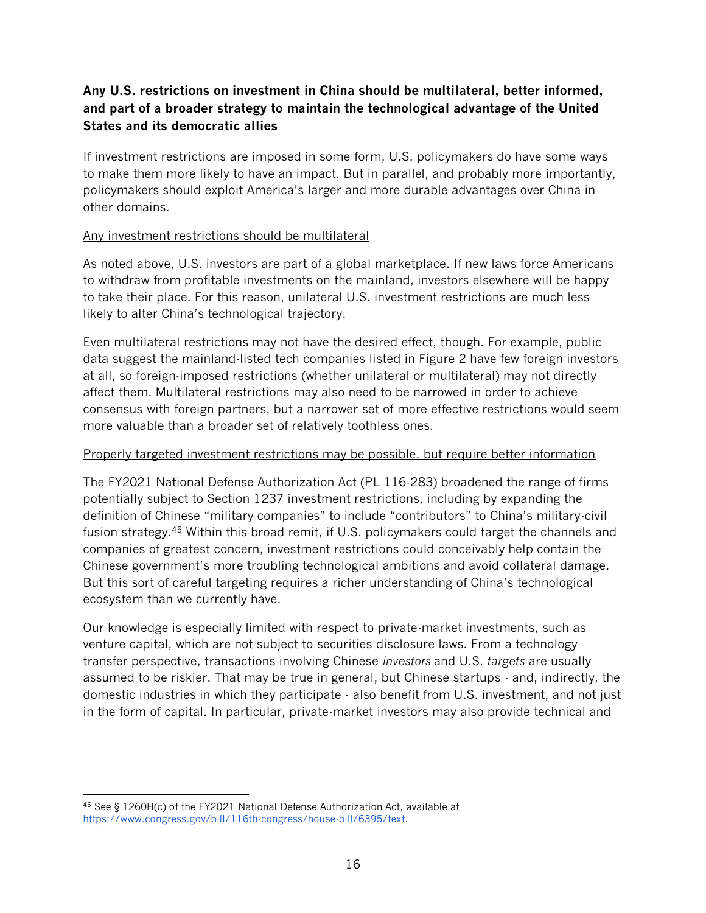## Any U.S. restrictions on investment in China should be multilateral, better informed, and part of a broader strategy to maintain the technological advantage of the United States and its democratic allies

If investment restrictions are imposed in some form, U.S. policymakers do have some ways to make them more likely to have an impact. But in parallel, and probably more importantly, policymakers should exploit America's larger and more durable advantages over China in other domains.

<u>Any investment restrictions should be multilateral</u>

As noted above, U.S. investors are part of a global marketplace. If new laws force Americans to withdraw from profitable investments on the mainland, investors elsewhere will be happy to take their place. For this reason, unilateral U.S. investment restrictions are much less likely to alter China's technological trajectory.

Even multilateral restrictions may not have the desired effect, though. For example, public data suggest the mainland-listed tech companies listed in Figure 2 have few foreign investors at all, so foreign-imposed restrictions (whether unilateral or multilateral) may not directly affect them. Multilateral restrictions may also need to be narrowed in order to achieve consensus with foreign partners, but a narrower set of more effective restrictions would seem more valuable than a broader set of relatively toothless ones.

<u>Properly targeted investment restrictions may be possible, but require better information</u>

The FY2021 National Defense Authorization Act (PL 116-283) broadened the range of firms potentially subject to Section 1237 investment restrictions, including by expanding the definition of Chinese "military companies" to include "contributors" to China's military-civil fusion strategy.[45] Within this broad remit, if U.S. policymakers could target the channels and companies of greatest concern, investment restrictions could conceivably help contain the Chinese government's more troubling technological ambitions and avoid collateral damage. But this sort of careful targeting requires a richer understanding of China's technological ecosystem than we currently have.

Our knowledge is especially limited with respect to private-market investments, such as venture capital, which are not subject to securities disclosure laws. From a technology transfer perspective, transactions involving Chinese *investors* and U.S. *targets* are usually assumed to be riskier. That may be true in general, but Chinese startups - and, indirectly, the domestic industries in which they participate - also benefit from U.S. investment, and not just in the form of capital. In particular, private-market investors may also provide technical and

---

[45] See § 1260H(c) of the FY2021 National Defense Authorization Act, available at https://www.congress.gov/bill/116th-congress/house-bill/6395/text.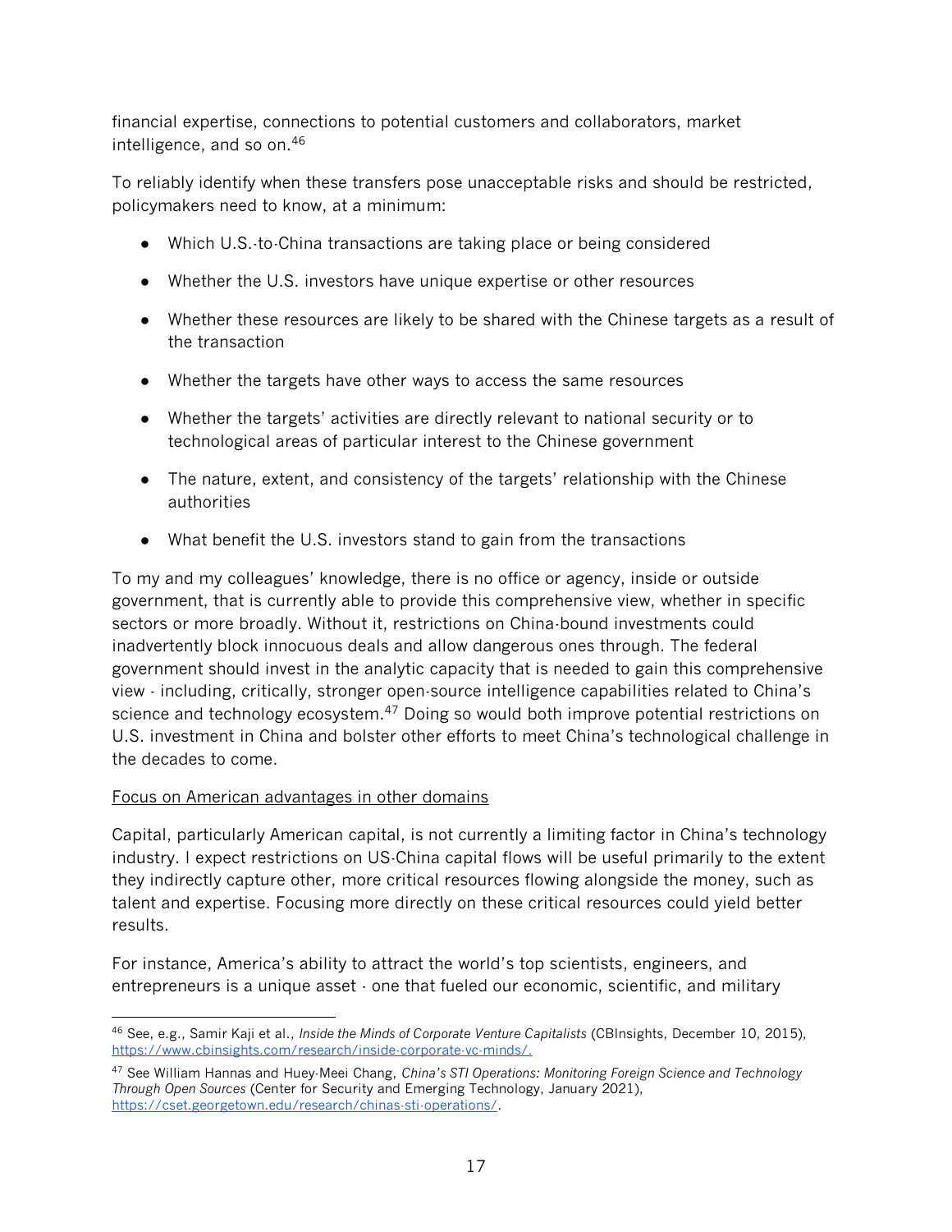financial expertise, connections to potential customers and collaborators, market intelligence, and so on.[46]

To reliably identify when these transfers pose unacceptable risks and should be restricted, policymakers need to know, at a minimum:

- Which U.S.-to-China transactions are taking place or being considered
- Whether the U.S. investors have unique expertise or other resources
- Whether these resources are likely to be shared with the Chinese targets as a result of the transaction
- Whether the targets have other ways to access the same resources
- Whether the targets' activities are directly relevant to national security or to technological areas of particular interest to the Chinese government
- The nature, extent, and consistency of the targets' relationship with the Chinese authorities
- What benefit the U.S. investors stand to gain from the transactions

To my and my colleagues' knowledge, there is no office or agency, inside or outside government, that is currently able to provide this comprehensive view, whether in specific sectors or more broadly. Without it, restrictions on China-bound investments could inadvertently block innocuous deals and allow dangerous ones through. The federal government should invest in the analytic capacity that is needed to gain this comprehensive view - including, critically, stronger open-source intelligence capabilities related to China's science and technology ecosystem.[47] Doing so would both improve potential restrictions on U.S. investment in China and bolster other efforts to meet China's technological challenge in the decades to come.

<u>Focus on American advantages in other domains</u>

Capital, particularly American capital, is not currently a limiting factor in China's technology industry. I expect restrictions on US-China capital flows will be useful primarily to the extent they indirectly capture other, more critical resources flowing alongside the money, such as talent and expertise. Focusing more directly on these critical resources could yield better results.

For instance, America's ability to attract the world's top scientists, engineers, and entrepreneurs is a unique asset - one that fueled our economic, scientific, and military

---

[46] See, e.g., Samir Kaji et al., *Inside the Minds of Corporate Venture Capitalists* (CBInsights, December 10, 2015), https://www.cbinsights.com/research/inside-corporate-vc-minds/.

[47] See William Hannas and Huey-Meei Chang, *China's STI Operations: Monitoring Foreign Science and Technology Through Open Sources* (Center for Security and Emerging Technology, January 2021), https://cset.georgetown.edu/research/chinas-sti-operations/.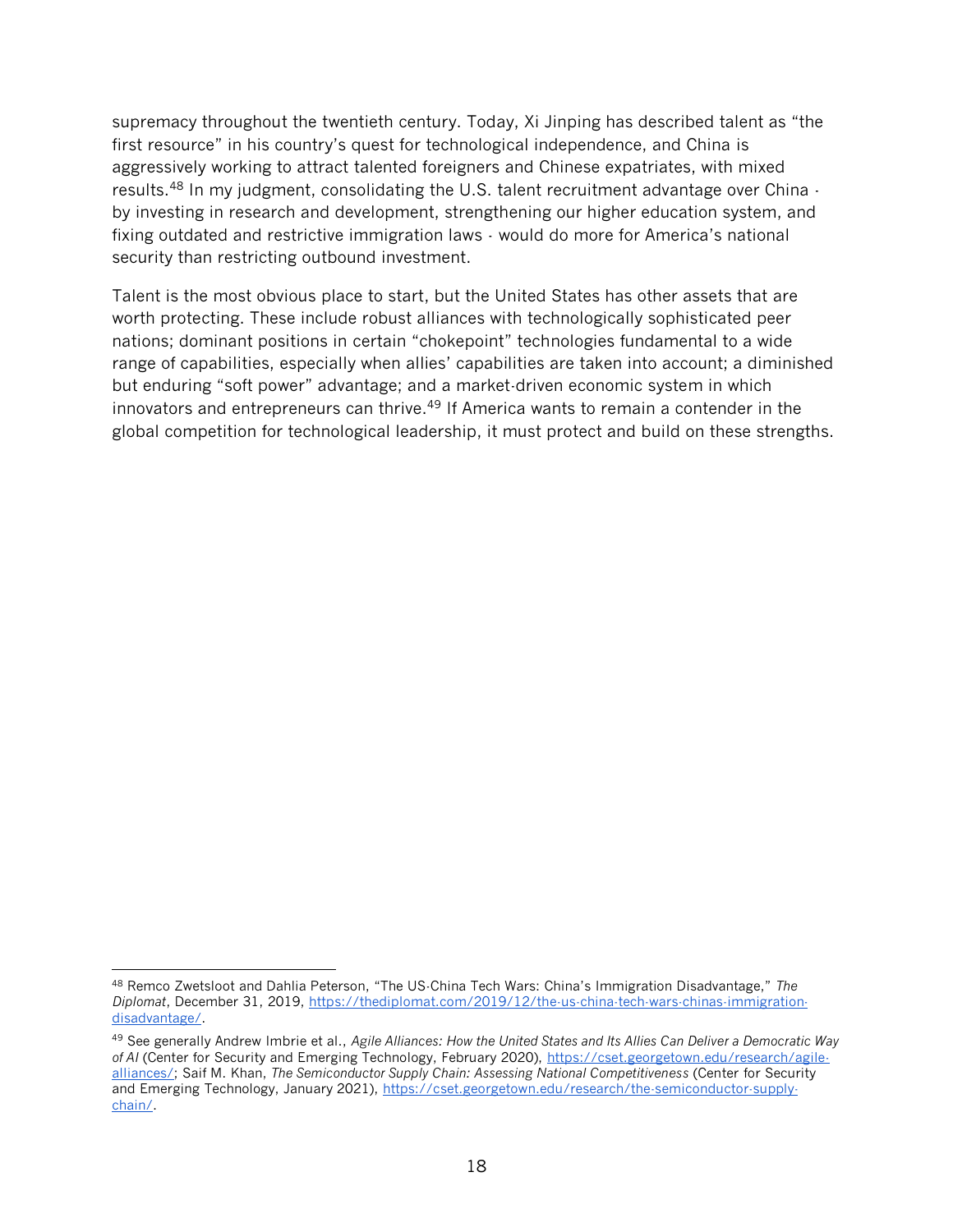supremacy throughout the twentieth century. Today, Xi Jinping has described talent as "the first resource" in his country's quest for technological independence, and China is aggressively working to attract talented foreigners and Chinese expatriates, with mixed results.[48] In my judgment, consolidating the U.S. talent recruitment advantage over China - by investing in research and development, strengthening our higher education system, and fixing outdated and restrictive immigration laws - would do more for America's national security than restricting outbound investment.

Talent is the most obvious place to start, but the United States has other assets that are worth protecting. These include robust alliances with technologically sophisticated peer nations; dominant positions in certain "chokepoint" technologies fundamental to a wide range of capabilities, especially when allies' capabilities are taken into account; a diminished but enduring "soft power" advantage; and a market-driven economic system in which innovators and entrepreneurs can thrive.[49] If America wants to remain a contender in the global competition for technological leadership, it must protect and build on these strengths.

---

[48] Remco Zwetsloot and Dahlia Peterson, "The US-China Tech Wars: China's Immigration Disadvantage," *The Diplomat*, December 31, 2019, https://thediplomat.com/2019/12/the-us-china-tech-wars-chinas-immigration-disadvantage/.

[49] See generally Andrew Imbrie et al., *Agile Alliances: How the United States and Its Allies Can Deliver a Democratic Way of AI* (Center for Security and Emerging Technology, February 2020), https://cset.georgetown.edu/research/agile-alliances/; Saif M. Khan, *The Semiconductor Supply Chain: Assessing National Competitiveness* (Center for Security and Emerging Technology, January 2021), https://cset.georgetown.edu/research/the-semiconductor-supply-chain/.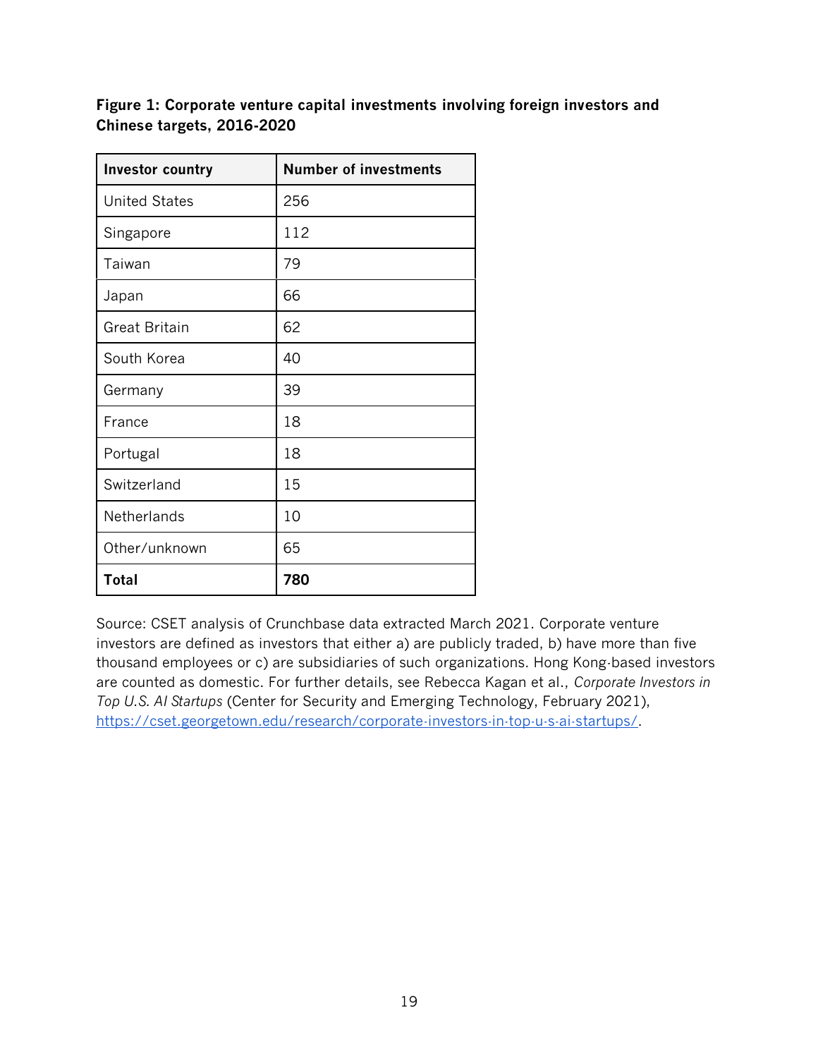**Figure 1: Corporate venture capital investments involving foreign investors and Chinese targets, 2016-2020**

| Investor country | Number of investments |
|---|---|
| United States | 256 |
| Singapore | 112 |
| Taiwan | 79 |
| Japan | 66 |
| Great Britain | 62 |
| South Korea | 40 |
| Germany | 39 |
| France | 18 |
| Portugal | 18 |
| Switzerland | 15 |
| Netherlands | 10 |
| Other/unknown | 65 |
| **Total** | **780** |

Source: CSET analysis of Crunchbase data extracted March 2021. Corporate venture investors are defined as investors that either a) are publicly traded, b) have more than five thousand employees or c) are subsidiaries of such organizations. Hong Kong-based investors are counted as domestic. For further details, see Rebecca Kagan et al., *Corporate Investors in Top U.S. AI Startups* (Center for Security and Emerging Technology, February 2021), https://cset.georgetown.edu/research/corporate-investors-in-top-u-s-ai-startups/.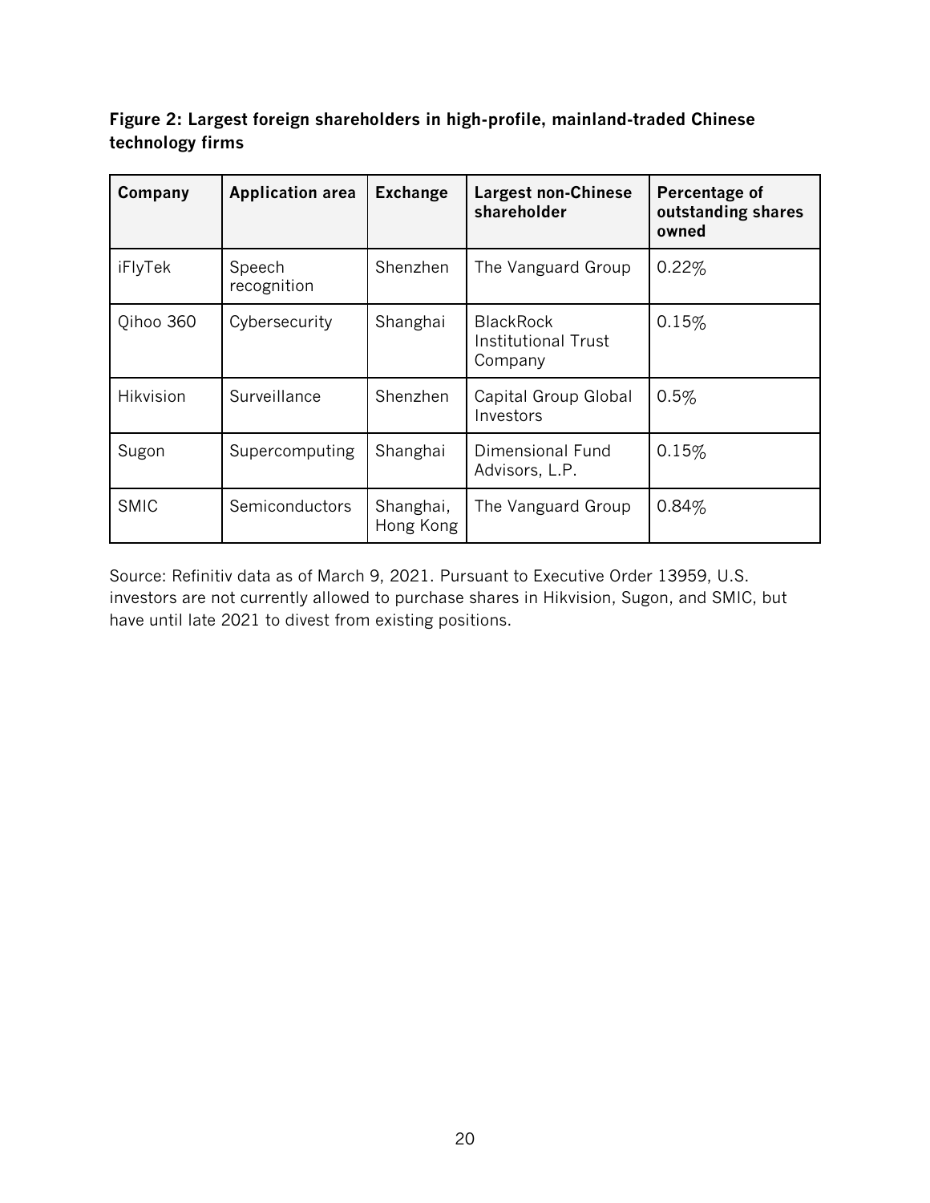**Figure 2: Largest foreign shareholders in high-profile, mainland-traded Chinese technology firms**

| Company | Application area | Exchange | Largest non-Chinese shareholder | Percentage of outstanding shares owned |
| --- | --- | --- | --- | --- |
| iFlyTek | Speech recognition | Shenzhen | The Vanguard Group | 0.22% |
| Qihoo 360 | Cybersecurity | Shanghai | BlackRock Institutional Trust Company | 0.15% |
| Hikvision | Surveillance | Shenzhen | Capital Group Global Investors | 0.5% |
| Sugon | Supercomputing | Shanghai | Dimensional Fund Advisors, L.P. | 0.15% |
| SMIC | Semiconductors | Shanghai, Hong Kong | The Vanguard Group | 0.84% |

Source: Refinitiv data as of March 9, 2021. Pursuant to Executive Order 13959, U.S. investors are not currently allowed to purchase shares in Hikvision, Sugon, and SMIC, but have until late 2021 to divest from existing positions.